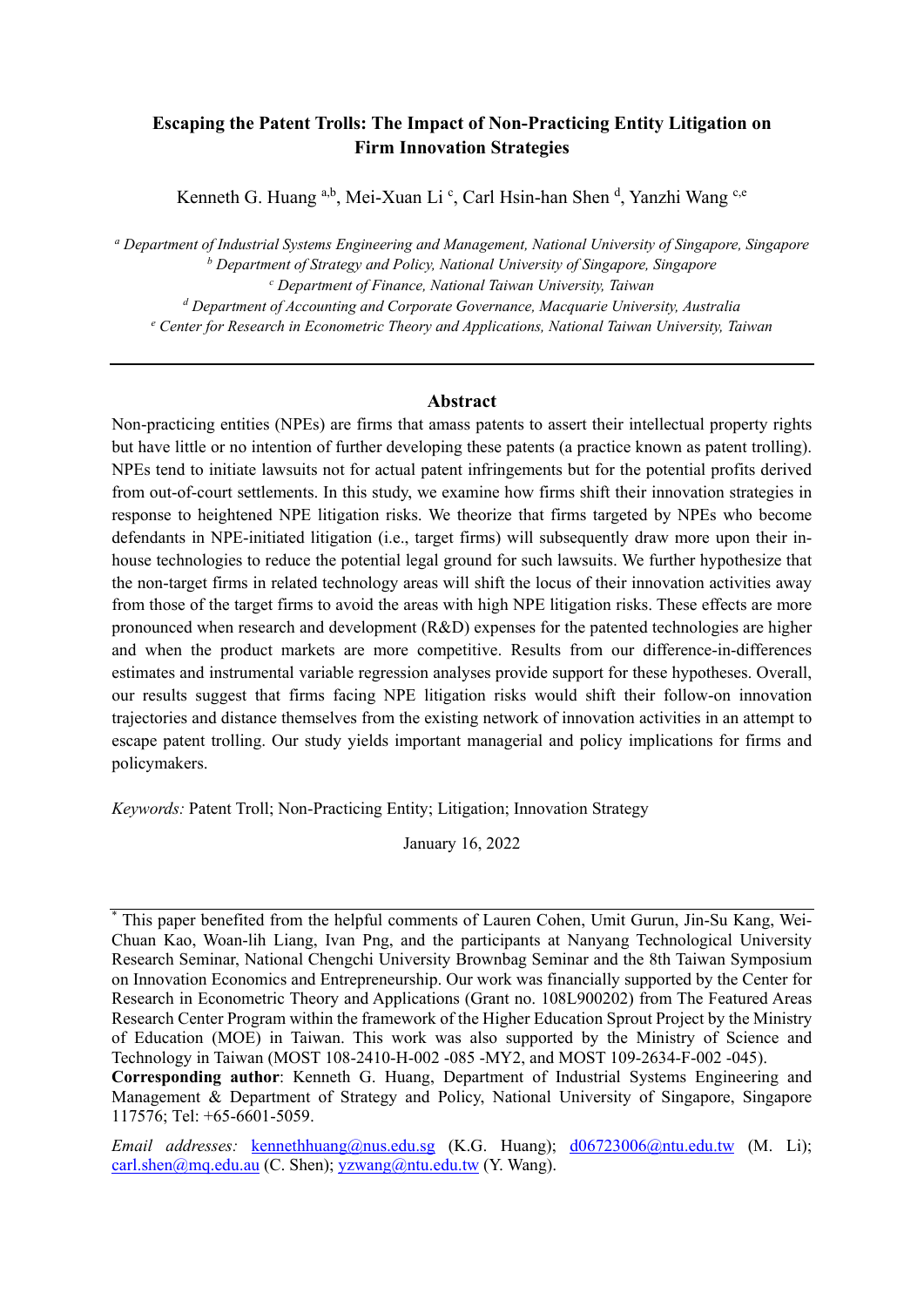# Escaping the Patent Trolls: The Impact of Non-Practicing Entity Litigation on Firm Innovation Strategies

Kenneth G. Huang [a,b], Mei-Xuan Li [c], Carl Hsin-han Shen [d], Yanzhi Wang [c,e]

[a] *Department of Industrial Systems Engineering and Management, National University of Singapore, Singapore*
[b] *Department of Strategy and Policy, National University of Singapore, Singapore*
[c] *Department of Finance, National Taiwan University, Taiwan*
[d] *Department of Accounting and Corporate Governance, Macquarie University, Australia*
[e] *Center for Research in Econometric Theory and Applications, National Taiwan University, Taiwan*

---

## Abstract

Non-practicing entities (NPEs) are firms that amass patents to assert their intellectual property rights but have little or no intention of further developing these patents (a practice known as patent trolling). NPEs tend to initiate lawsuits not for actual patent infringements but for the potential profits derived from out-of-court settlements. In this study, we examine how firms shift their innovation strategies in response to heightened NPE litigation risks. We theorize that firms targeted by NPEs who become defendants in NPE-initiated litigation (i.e., target firms) will subsequently draw more upon their in-house technologies to reduce the potential legal ground for such lawsuits. We further hypothesize that the non-target firms in related technology areas will shift the locus of their innovation activities away from those of the target firms to avoid the areas with high NPE litigation risks. These effects are more pronounced when research and development (R&D) expenses for the patented technologies are higher and when the product markets are more competitive. Results from our difference-in-differences estimates and instrumental variable regression analyses provide support for these hypotheses. Overall, our results suggest that firms facing NPE litigation risks would shift their follow-on innovation trajectories and distance themselves from the existing network of innovation activities in an attempt to escape patent trolling. Our study yields important managerial and policy implications for firms and policymakers.

*Keywords:* Patent Troll; Non-Practicing Entity; Litigation; Innovation Strategy

January 16, 2022

---

* This paper benefited from the helpful comments of Lauren Cohen, Umit Gurun, Jin-Su Kang, Wei-Chuan Kao, Woan-lih Liang, Ivan Png, and the participants at Nanyang Technological University Research Seminar, National Chengchi University Brownbag Seminar and the 8th Taiwan Symposium on Innovation Economics and Entrepreneurship. Our work was financially supported by the Center for Research in Econometric Theory and Applications (Grant no. 108L900202) from The Featured Areas Research Center Program within the framework of the Higher Education Sprout Project by the Ministry of Education (MOE) in Taiwan. This work was also supported by the Ministry of Science and Technology in Taiwan (MOST 108-2410-H-002 -085 -MY2, and MOST 109-2634-F-002 -045).

**Corresponding author**: Kenneth G. Huang, Department of Industrial Systems Engineering and Management & Department of Strategy and Policy, National University of Singapore, Singapore 117576; Tel: +65-6601-5059.

*Email addresses:* kennethhuang@nus.edu.sg (K.G. Huang); d06723006@ntu.edu.tw (M. Li); carl.shen@mq.edu.au (C. Shen); yzwang@ntu.edu.tw (Y. Wang).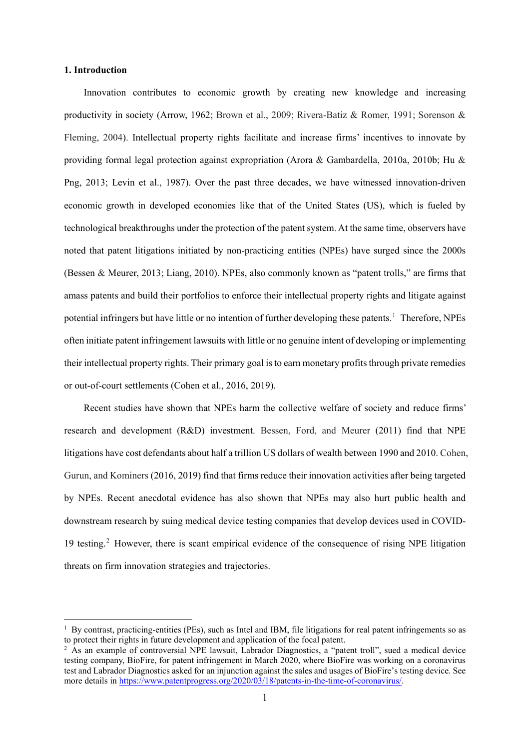## 1. Introduction

Innovation contributes to economic growth by creating new knowledge and increasing productivity in society (Arrow, 1962; Brown et al., 2009; Rivera-Batiz & Romer, 1991; Sorenson & Fleming, 2004). Intellectual property rights facilitate and increase firms' incentives to innovate by providing formal legal protection against expropriation (Arora & Gambardella, 2010a, 2010b; Hu & Png, 2013; Levin et al., 1987). Over the past three decades, we have witnessed innovation-driven economic growth in developed economies like that of the United States (US), which is fueled by technological breakthroughs under the protection of the patent system. At the same time, observers have noted that patent litigations initiated by non-practicing entities (NPEs) have surged since the 2000s (Bessen & Meurer, 2013; Liang, 2010). NPEs, also commonly known as "patent trolls," are firms that amass patents and build their portfolios to enforce their intellectual property rights and litigate against potential infringers but have little or no intention of further developing these patents.[1] Therefore, NPEs often initiate patent infringement lawsuits with little or no genuine intent of developing or implementing their intellectual property rights. Their primary goal is to earn monetary profits through private remedies or out-of-court settlements (Cohen et al., 2016, 2019).

Recent studies have shown that NPEs harm the collective welfare of society and reduce firms' research and development (R&D) investment. Bessen, Ford, and Meurer (2011) find that NPE litigations have cost defendants about half a trillion US dollars of wealth between 1990 and 2010. Cohen, Gurun, and Kominers (2016, 2019) find that firms reduce their innovation activities after being targeted by NPEs. Recent anecdotal evidence has also shown that NPEs may also hurt public health and downstream research by suing medical device testing companies that develop devices used in COVID-19 testing.[2] However, there is scant empirical evidence of the consequence of rising NPE litigation threats on firm innovation strategies and trajectories.

---

[1] By contrast, practicing-entities (PEs), such as Intel and IBM, file litigations for real patent infringements so as to protect their rights in future development and application of the focal patent.

[2] As an example of controversial NPE lawsuit, Labrador Diagnostics, a "patent troll", sued a medical device testing company, BioFire, for patent infringement in March 2020, where BioFire was working on a coronavirus test and Labrador Diagnostics asked for an injunction against the sales and usages of BioFire's testing device. See more details in https://www.patentprogress.org/2020/03/18/patents-in-the-time-of-coronavirus/.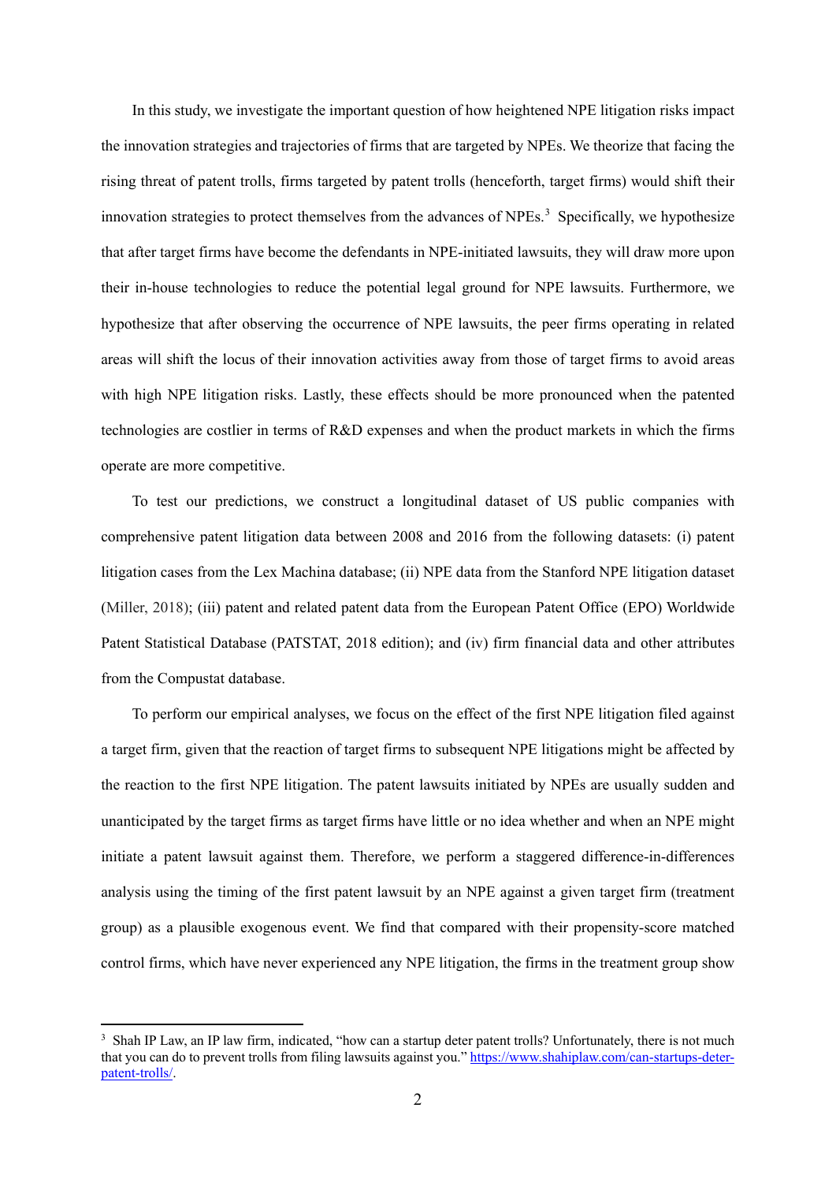In this study, we investigate the important question of how heightened NPE litigation risks impact the innovation strategies and trajectories of firms that are targeted by NPEs. We theorize that facing the rising threat of patent trolls, firms targeted by patent trolls (henceforth, target firms) would shift their innovation strategies to protect themselves from the advances of NPEs.[3] Specifically, we hypothesize that after target firms have become the defendants in NPE-initiated lawsuits, they will draw more upon their in-house technologies to reduce the potential legal ground for NPE lawsuits. Furthermore, we hypothesize that after observing the occurrence of NPE lawsuits, the peer firms operating in related areas will shift the locus of their innovation activities away from those of target firms to avoid areas with high NPE litigation risks. Lastly, these effects should be more pronounced when the patented technologies are costlier in terms of R&D expenses and when the product markets in which the firms operate are more competitive.

To test our predictions, we construct a longitudinal dataset of US public companies with comprehensive patent litigation data between 2008 and 2016 from the following datasets: (i) patent litigation cases from the Lex Machina database; (ii) NPE data from the Stanford NPE litigation dataset (Miller, 2018); (iii) patent and related patent data from the European Patent Office (EPO) Worldwide Patent Statistical Database (PATSTAT, 2018 edition); and (iv) firm financial data and other attributes from the Compustat database.

To perform our empirical analyses, we focus on the effect of the first NPE litigation filed against a target firm, given that the reaction of target firms to subsequent NPE litigations might be affected by the reaction to the first NPE litigation. The patent lawsuits initiated by NPEs are usually sudden and unanticipated by the target firms as target firms have little or no idea whether and when an NPE might initiate a patent lawsuit against them. Therefore, we perform a staggered difference-in-differences analysis using the timing of the first patent lawsuit by an NPE against a given target firm (treatment group) as a plausible exogenous event. We find that compared with their propensity-score matched control firms, which have never experienced any NPE litigation, the firms in the treatment group show

[3] Shah IP Law, an IP law firm, indicated, "how can a startup deter patent trolls? Unfortunately, there is not much that you can do to prevent trolls from filing lawsuits against you." https://www.shahiplaw.com/can-startups-deter-patent-trolls/.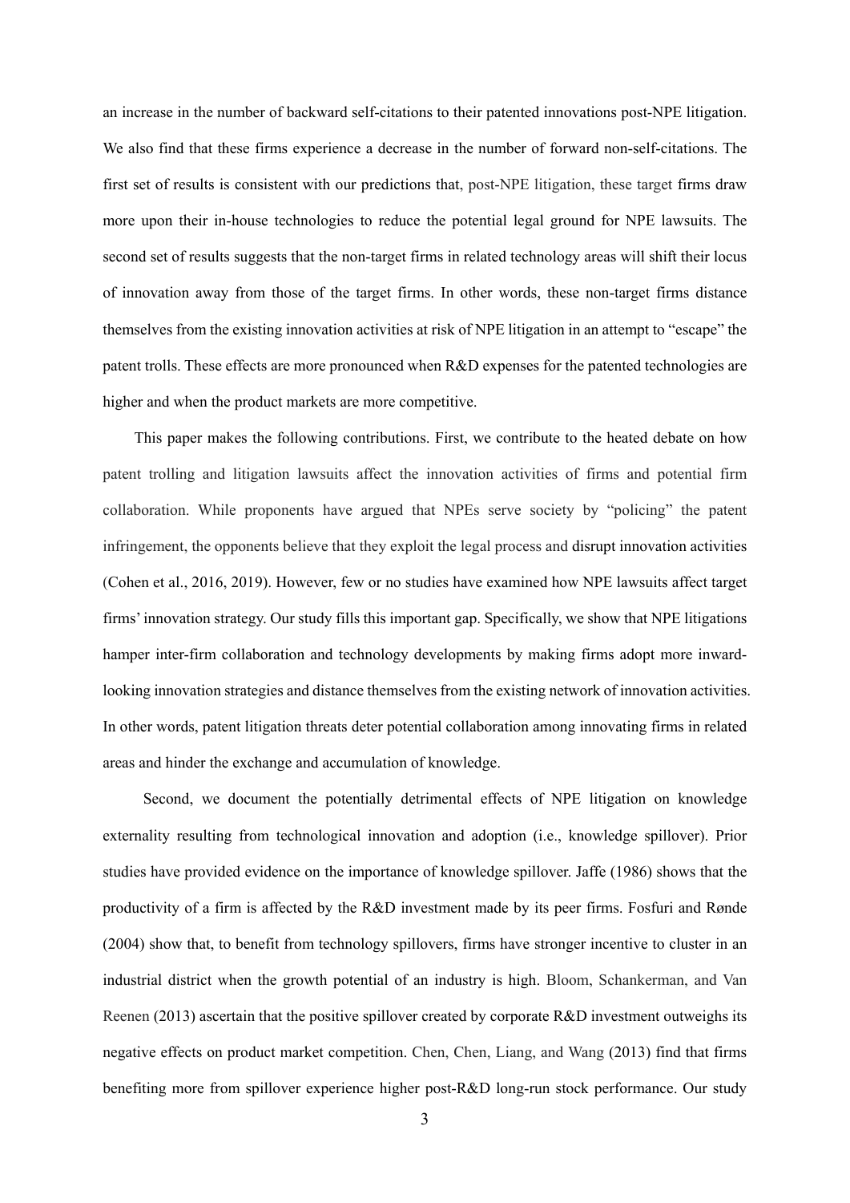an increase in the number of backward self-citations to their patented innovations post-NPE litigation. We also find that these firms experience a decrease in the number of forward non-self-citations. The first set of results is consistent with our predictions that, post-NPE litigation, these target firms draw more upon their in-house technologies to reduce the potential legal ground for NPE lawsuits. The second set of results suggests that the non-target firms in related technology areas will shift their locus of innovation away from those of the target firms. In other words, these non-target firms distance themselves from the existing innovation activities at risk of NPE litigation in an attempt to "escape" the patent trolls. These effects are more pronounced when R&D expenses for the patented technologies are higher and when the product markets are more competitive.

This paper makes the following contributions. First, we contribute to the heated debate on how patent trolling and litigation lawsuits affect the innovation activities of firms and potential firm collaboration. While proponents have argued that NPEs serve society by "policing" the patent infringement, the opponents believe that they exploit the legal process and disrupt innovation activities (Cohen et al., 2016, 2019). However, few or no studies have examined how NPE lawsuits affect target firms' innovation strategy. Our study fills this important gap. Specifically, we show that NPE litigations hamper inter-firm collaboration and technology developments by making firms adopt more inward-looking innovation strategies and distance themselves from the existing network of innovation activities. In other words, patent litigation threats deter potential collaboration among innovating firms in related areas and hinder the exchange and accumulation of knowledge.

Second, we document the potentially detrimental effects of NPE litigation on knowledge externality resulting from technological innovation and adoption (i.e., knowledge spillover). Prior studies have provided evidence on the importance of knowledge spillover. Jaffe (1986) shows that the productivity of a firm is affected by the R&D investment made by its peer firms. Fosfuri and Rønde (2004) show that, to benefit from technology spillovers, firms have stronger incentive to cluster in an industrial district when the growth potential of an industry is high. Bloom, Schankerman, and Van Reenen (2013) ascertain that the positive spillover created by corporate R&D investment outweighs its negative effects on product market competition. Chen, Chen, Liang, and Wang (2013) find that firms benefiting more from spillover experience higher post-R&D long-run stock performance. Our study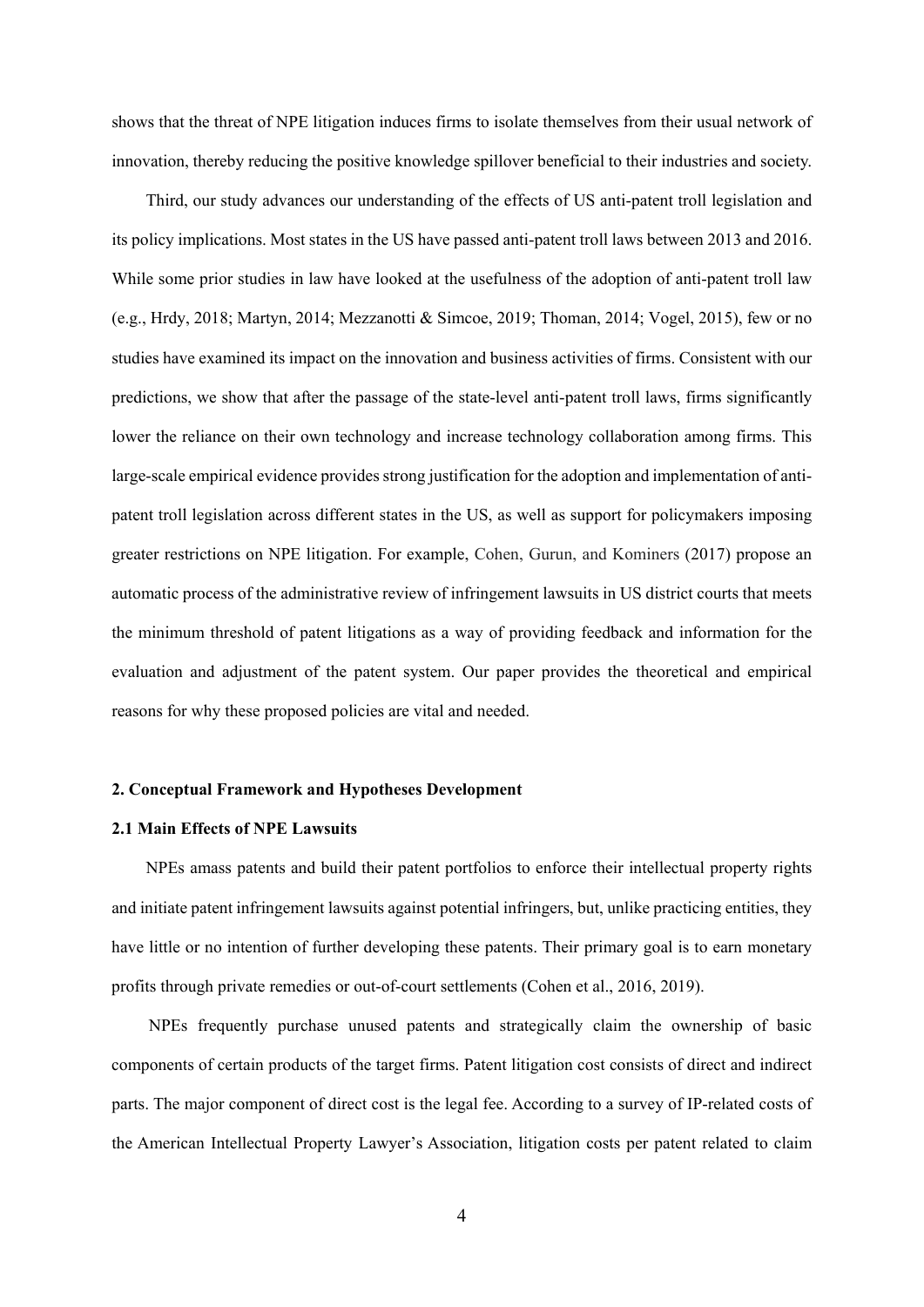shows that the threat of NPE litigation induces firms to isolate themselves from their usual network of innovation, thereby reducing the positive knowledge spillover beneficial to their industries and society.

Third, our study advances our understanding of the effects of US anti-patent troll legislation and its policy implications. Most states in the US have passed anti-patent troll laws between 2013 and 2016. While some prior studies in law have looked at the usefulness of the adoption of anti-patent troll law (e.g., Hrdy, 2018; Martyn, 2014; Mezzanotti & Simcoe, 2019; Thoman, 2014; Vogel, 2015), few or no studies have examined its impact on the innovation and business activities of firms. Consistent with our predictions, we show that after the passage of the state-level anti-patent troll laws, firms significantly lower the reliance on their own technology and increase technology collaboration among firms. This large-scale empirical evidence provides strong justification for the adoption and implementation of anti-patent troll legislation across different states in the US, as well as support for policymakers imposing greater restrictions on NPE litigation. For example, Cohen, Gurun, and Kominers (2017) propose an automatic process of the administrative review of infringement lawsuits in US district courts that meets the minimum threshold of patent litigations as a way of providing feedback and information for the evaluation and adjustment of the patent system. Our paper provides the theoretical and empirical reasons for why these proposed policies are vital and needed.

## 2. Conceptual Framework and Hypotheses Development

### 2.1 Main Effects of NPE Lawsuits

NPEs amass patents and build their patent portfolios to enforce their intellectual property rights and initiate patent infringement lawsuits against potential infringers, but, unlike practicing entities, they have little or no intention of further developing these patents. Their primary goal is to earn monetary profits through private remedies or out-of-court settlements (Cohen et al., 2016, 2019).

NPEs frequently purchase unused patents and strategically claim the ownership of basic components of certain products of the target firms. Patent litigation cost consists of direct and indirect parts. The major component of direct cost is the legal fee. According to a survey of IP-related costs of the American Intellectual Property Lawyer's Association, litigation costs per patent related to claim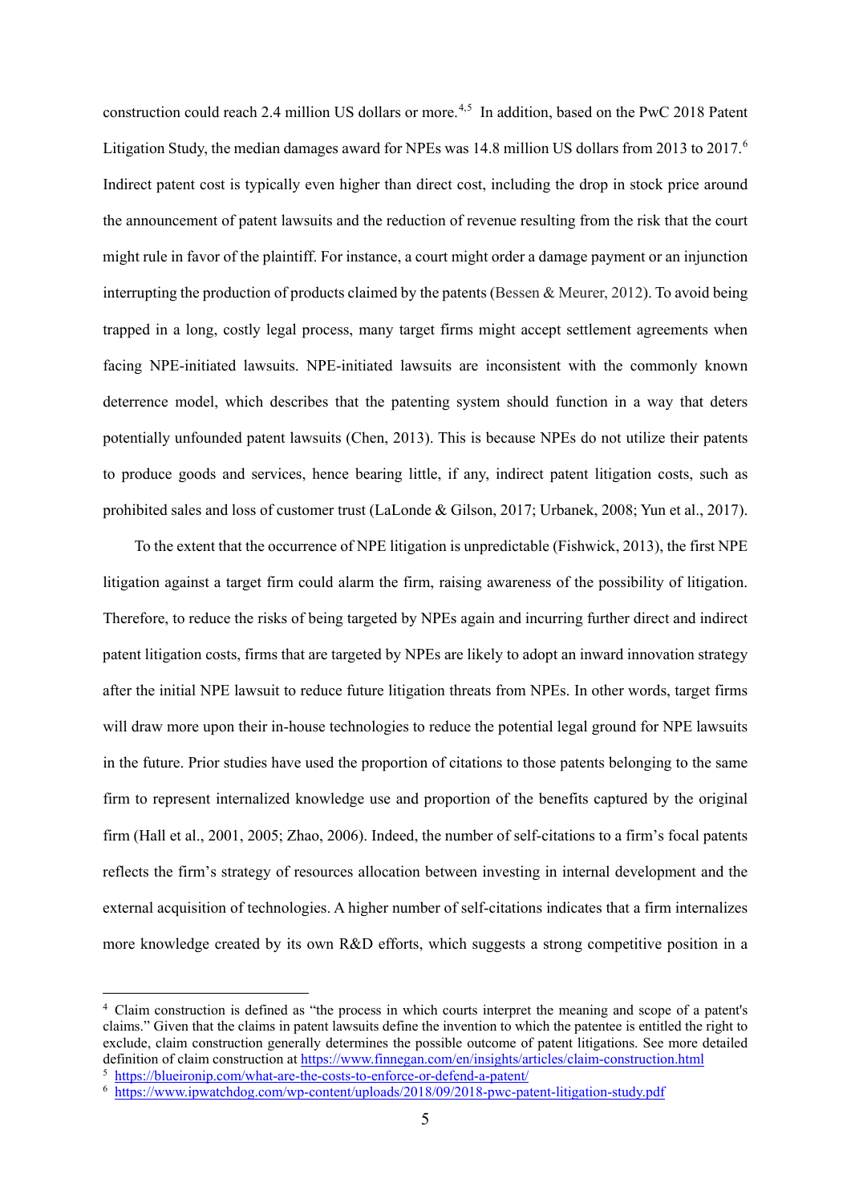construction could reach 2.4 million US dollars or more.[4,5] In addition, based on the PwC 2018 Patent Litigation Study, the median damages award for NPEs was 14.8 million US dollars from 2013 to 2017.[6] Indirect patent cost is typically even higher than direct cost, including the drop in stock price around the announcement of patent lawsuits and the reduction of revenue resulting from the risk that the court might rule in favor of the plaintiff. For instance, a court might order a damage payment or an injunction interrupting the production of products claimed by the patents (Bessen & Meurer, 2012). To avoid being trapped in a long, costly legal process, many target firms might accept settlement agreements when facing NPE-initiated lawsuits. NPE-initiated lawsuits are inconsistent with the commonly known deterrence model, which describes that the patenting system should function in a way that deters potentially unfounded patent lawsuits (Chen, 2013). This is because NPEs do not utilize their patents to produce goods and services, hence bearing little, if any, indirect patent litigation costs, such as prohibited sales and loss of customer trust (LaLonde & Gilson, 2017; Urbanek, 2008; Yun et al., 2017).

To the extent that the occurrence of NPE litigation is unpredictable (Fishwick, 2013), the first NPE litigation against a target firm could alarm the firm, raising awareness of the possibility of litigation. Therefore, to reduce the risks of being targeted by NPEs again and incurring further direct and indirect patent litigation costs, firms that are targeted by NPEs are likely to adopt an inward innovation strategy after the initial NPE lawsuit to reduce future litigation threats from NPEs. In other words, target firms will draw more upon their in-house technologies to reduce the potential legal ground for NPE lawsuits in the future. Prior studies have used the proportion of citations to those patents belonging to the same firm to represent internalized knowledge use and proportion of the benefits captured by the original firm (Hall et al., 2001, 2005; Zhao, 2006). Indeed, the number of self-citations to a firm's focal patents reflects the firm's strategy of resources allocation between investing in internal development and the external acquisition of technologies. A higher number of self-citations indicates that a firm internalizes more knowledge created by its own R&D efforts, which suggests a strong competitive position in a

---

[4] Claim construction is defined as "the process in which courts interpret the meaning and scope of a patent's claims." Given that the claims in patent lawsuits define the invention to which the patentee is entitled the right to exclude, claim construction generally determines the possible outcome of patent litigations. See more detailed definition of claim construction at https://www.finnegan.com/en/insights/articles/claim-construction.html

[5] https://blueironip.com/what-are-the-costs-to-enforce-or-defend-a-patent/

[6] https://www.ipwatchdog.com/wp-content/uploads/2018/09/2018-pwc-patent-litigation-study.pdf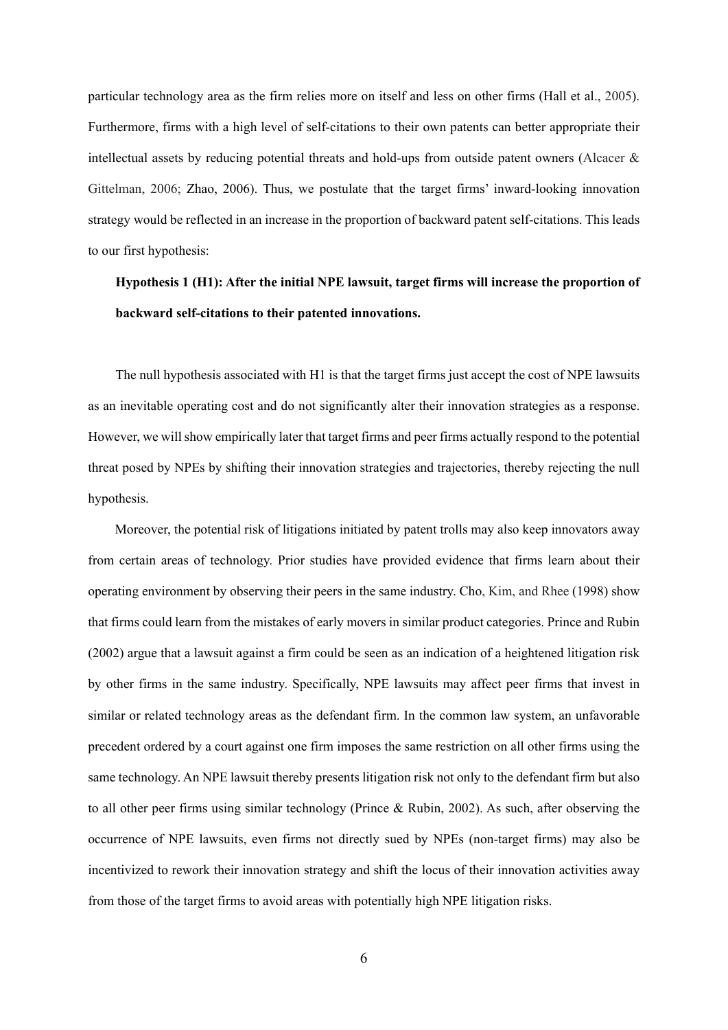particular technology area as the firm relies more on itself and less on other firms (Hall et al., 2005). Furthermore, firms with a high level of self-citations to their own patents can better appropriate their intellectual assets by reducing potential threats and hold-ups from outside patent owners (Alcacer & Gittelman, 2006; Zhao, 2006). Thus, we postulate that the target firms' inward-looking innovation strategy would be reflected in an increase in the proportion of backward patent self-citations. This leads to our first hypothesis:

**Hypothesis 1 (H1): After the initial NPE lawsuit, target firms will increase the proportion of backward self-citations to their patented innovations.**

The null hypothesis associated with H1 is that the target firms just accept the cost of NPE lawsuits as an inevitable operating cost and do not significantly alter their innovation strategies as a response. However, we will show empirically later that target firms and peer firms actually respond to the potential threat posed by NPEs by shifting their innovation strategies and trajectories, thereby rejecting the null hypothesis.

Moreover, the potential risk of litigations initiated by patent trolls may also keep innovators away from certain areas of technology. Prior studies have provided evidence that firms learn about their operating environment by observing their peers in the same industry. Cho, Kim, and Rhee (1998) show that firms could learn from the mistakes of early movers in similar product categories. Prince and Rubin (2002) argue that a lawsuit against a firm could be seen as an indication of a heightened litigation risk by other firms in the same industry. Specifically, NPE lawsuits may affect peer firms that invest in similar or related technology areas as the defendant firm. In the common law system, an unfavorable precedent ordered by a court against one firm imposes the same restriction on all other firms using the same technology. An NPE lawsuit thereby presents litigation risk not only to the defendant firm but also to all other peer firms using similar technology (Prince & Rubin, 2002). As such, after observing the occurrence of NPE lawsuits, even firms not directly sued by NPEs (non-target firms) may also be incentivized to rework their innovation strategy and shift the locus of their innovation activities away from those of the target firms to avoid areas with potentially high NPE litigation risks.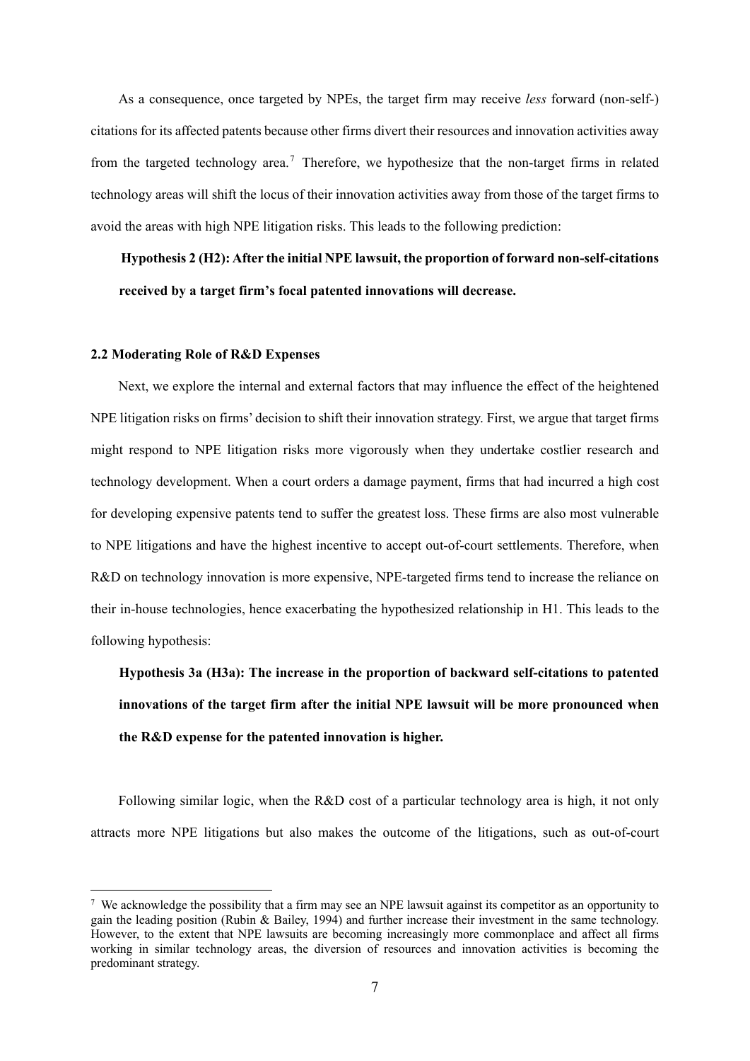As a consequence, once targeted by NPEs, the target firm may receive *less* forward (non-self-) citations for its affected patents because other firms divert their resources and innovation activities away from the targeted technology area.[7] Therefore, we hypothesize that the non-target firms in related technology areas will shift the locus of their innovation activities away from those of the target firms to avoid the areas with high NPE litigation risks. This leads to the following prediction:

> **Hypothesis 2 (H2): After the initial NPE lawsuit, the proportion of forward non-self-citations received by a target firm's focal patented innovations will decrease.**

### 2.2 Moderating Role of R&D Expenses

Next, we explore the internal and external factors that may influence the effect of the heightened NPE litigation risks on firms' decision to shift their innovation strategy. First, we argue that target firms might respond to NPE litigation risks more vigorously when they undertake costlier research and technology development. When a court orders a damage payment, firms that had incurred a high cost for developing expensive patents tend to suffer the greatest loss. These firms are also most vulnerable to NPE litigations and have the highest incentive to accept out-of-court settlements. Therefore, when R&D on technology innovation is more expensive, NPE-targeted firms tend to increase the reliance on their in-house technologies, hence exacerbating the hypothesized relationship in H1. This leads to the following hypothesis:

> **Hypothesis 3a (H3a): The increase in the proportion of backward self-citations to patented innovations of the target firm after the initial NPE lawsuit will be more pronounced when the R&D expense for the patented innovation is higher.**

Following similar logic, when the R&D cost of a particular technology area is high, it not only attracts more NPE litigations but also makes the outcome of the litigations, such as out-of-court

---

[7] We acknowledge the possibility that a firm may see an NPE lawsuit against its competitor as an opportunity to gain the leading position (Rubin & Bailey, 1994) and further increase their investment in the same technology. However, to the extent that NPE lawsuits are becoming increasingly more commonplace and affect all firms working in similar technology areas, the diversion of resources and innovation activities is becoming the predominant strategy.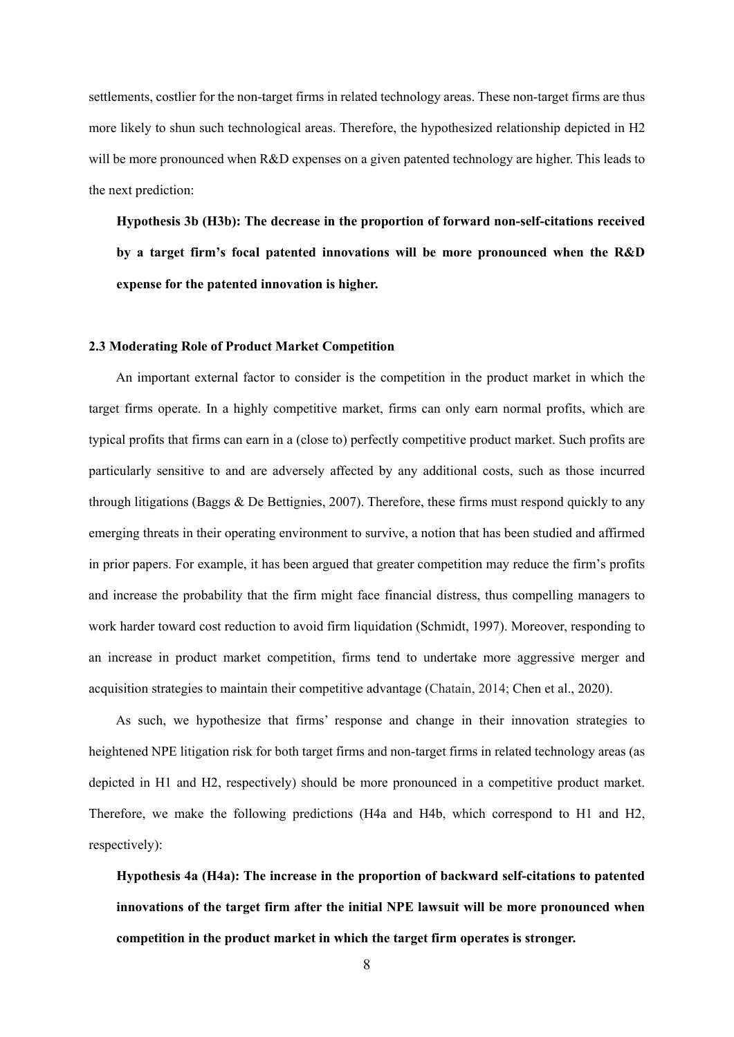settlements, costlier for the non-target firms in related technology areas. These non-target firms are thus more likely to shun such technological areas. Therefore, the hypothesized relationship depicted in H2 will be more pronounced when R&D expenses on a given patented technology are higher. This leads to the next prediction:

**Hypothesis 3b (H3b): The decrease in the proportion of forward non-self-citations received by a target firm's focal patented innovations will be more pronounced when the R&D expense for the patented innovation is higher.**

### 2.3 Moderating Role of Product Market Competition

An important external factor to consider is the competition in the product market in which the target firms operate. In a highly competitive market, firms can only earn normal profits, which are typical profits that firms can earn in a (close to) perfectly competitive product market. Such profits are particularly sensitive to and are adversely affected by any additional costs, such as those incurred through litigations (Baggs & De Bettignies, 2007). Therefore, these firms must respond quickly to any emerging threats in their operating environment to survive, a notion that has been studied and affirmed in prior papers. For example, it has been argued that greater competition may reduce the firm's profits and increase the probability that the firm might face financial distress, thus compelling managers to work harder toward cost reduction to avoid firm liquidation (Schmidt, 1997). Moreover, responding to an increase in product market competition, firms tend to undertake more aggressive merger and acquisition strategies to maintain their competitive advantage (Chatain, 2014; Chen et al., 2020).

As such, we hypothesize that firms' response and change in their innovation strategies to heightened NPE litigation risk for both target firms and non-target firms in related technology areas (as depicted in H1 and H2, respectively) should be more pronounced in a competitive product market. Therefore, we make the following predictions (H4a and H4b, which correspond to H1 and H2, respectively):

**Hypothesis 4a (H4a): The increase in the proportion of backward self-citations to patented innovations of the target firm after the initial NPE lawsuit will be more pronounced when competition in the product market in which the target firm operates is stronger.**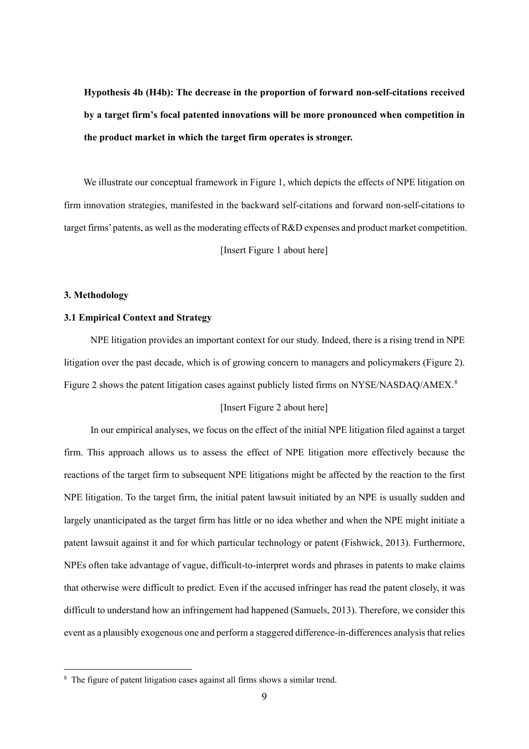**Hypothesis 4b (H4b): The decrease in the proportion of forward non-self-citations received by a target firm's focal patented innovations will be more pronounced when competition in the product market in which the target firm operates is stronger.**

We illustrate our conceptual framework in Figure 1, which depicts the effects of NPE litigation on firm innovation strategies, manifested in the backward self-citations and forward non-self-citations to target firms' patents, as well as the moderating effects of R&D expenses and product market competition.

[Insert Figure 1 about here]

### 3. Methodology

### 3.1 Empirical Context and Strategy

NPE litigation provides an important context for our study. Indeed, there is a rising trend in NPE litigation over the past decade, which is of growing concern to managers and policymakers (Figure 2). Figure 2 shows the patent litigation cases against publicly listed firms on NYSE/NASDAQ/AMEX.[8]

[Insert Figure 2 about here]

In our empirical analyses, we focus on the effect of the initial NPE litigation filed against a target firm. This approach allows us to assess the effect of NPE litigation more effectively because the reactions of the target firm to subsequent NPE litigations might be affected by the reaction to the first NPE litigation. To the target firm, the initial patent lawsuit initiated by an NPE is usually sudden and largely unanticipated as the target firm has little or no idea whether and when the NPE might initiate a patent lawsuit against it and for which particular technology or patent (Fishwick, 2013). Furthermore, NPEs often take advantage of vague, difficult-to-interpret words and phrases in patents to make claims that otherwise were difficult to predict. Even if the accused infringer has read the patent closely, it was difficult to understand how an infringement had happened (Samuels, 2013). Therefore, we consider this event as a plausibly exogenous one and perform a staggered difference-in-differences analysis that relies

[8] The figure of patent litigation cases against all firms shows a similar trend.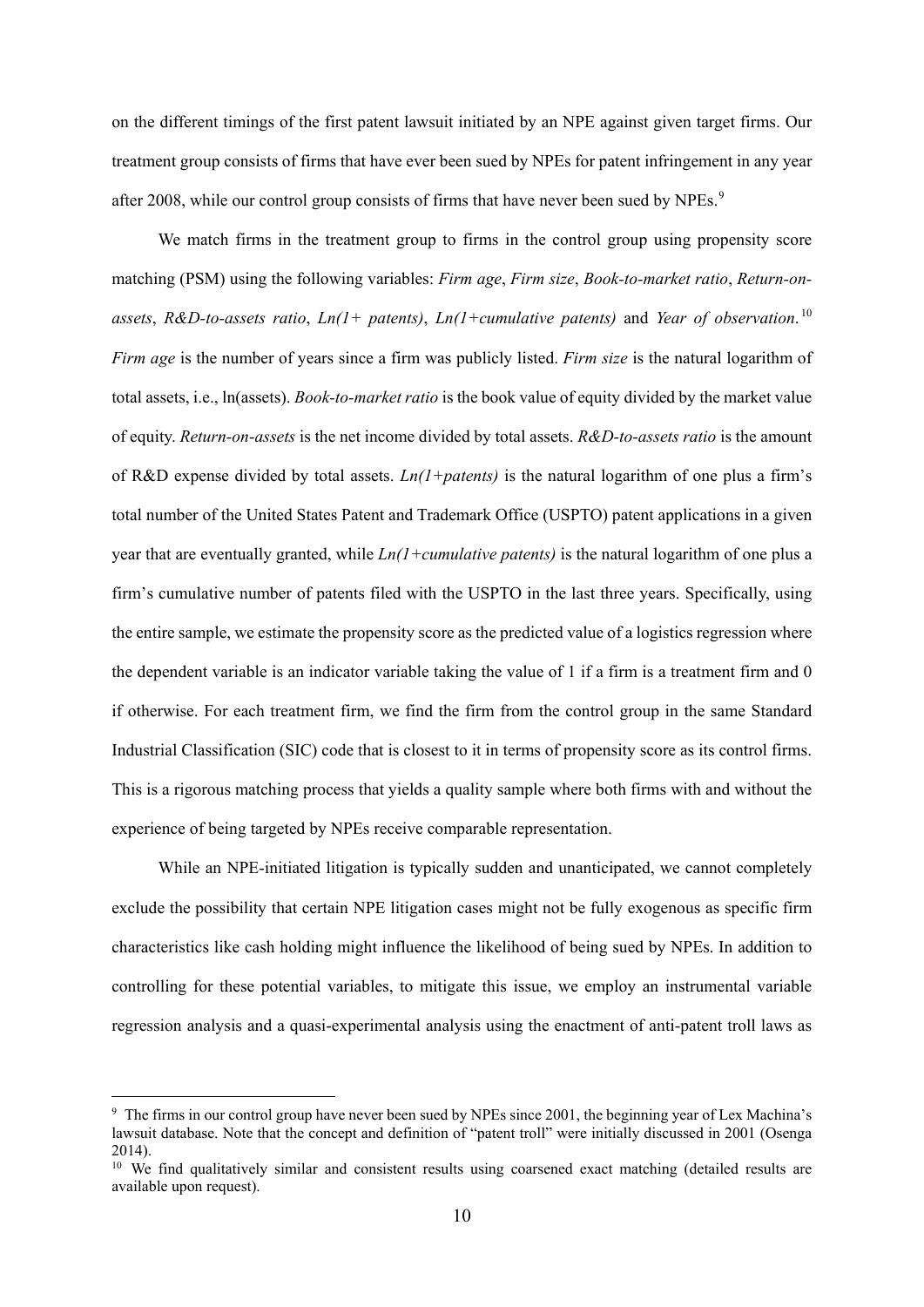on the different timings of the first patent lawsuit initiated by an NPE against given target firms. Our treatment group consists of firms that have ever been sued by NPEs for patent infringement in any year after 2008, while our control group consists of firms that have never been sued by NPEs.[9]

We match firms in the treatment group to firms in the control group using propensity score matching (PSM) using the following variables: *Firm age*, *Firm size*, *Book-to-market ratio*, *Return-on-assets*, *R&D-to-assets ratio*, *Ln(1+ patents)*, *Ln(1+cumulative patents)* and *Year of observation*.[10] *Firm age* is the number of years since a firm was publicly listed. *Firm size* is the natural logarithm of total assets, i.e., ln(assets). *Book-to-market ratio* is the book value of equity divided by the market value of equity. *Return-on-assets* is the net income divided by total assets. *R&D-to-assets ratio* is the amount of R&D expense divided by total assets. *Ln(1+patents)* is the natural logarithm of one plus a firm's total number of the United States Patent and Trademark Office (USPTO) patent applications in a given year that are eventually granted, while *Ln(1+cumulative patents)* is the natural logarithm of one plus a firm's cumulative number of patents filed with the USPTO in the last three years. Specifically, using the entire sample, we estimate the propensity score as the predicted value of a logistics regression where the dependent variable is an indicator variable taking the value of 1 if a firm is a treatment firm and 0 if otherwise. For each treatment firm, we find the firm from the control group in the same Standard Industrial Classification (SIC) code that is closest to it in terms of propensity score as its control firms. This is a rigorous matching process that yields a quality sample where both firms with and without the experience of being targeted by NPEs receive comparable representation.

While an NPE-initiated litigation is typically sudden and unanticipated, we cannot completely exclude the possibility that certain NPE litigation cases might not be fully exogenous as specific firm characteristics like cash holding might influence the likelihood of being sued by NPEs. In addition to controlling for these potential variables, to mitigate this issue, we employ an instrumental variable regression analysis and a quasi-experimental analysis using the enactment of anti-patent troll laws as

---

[9] The firms in our control group have never been sued by NPEs since 2001, the beginning year of Lex Machina's lawsuit database. Note that the concept and definition of "patent troll" were initially discussed in 2001 (Osenga 2014).

[10] We find qualitatively similar and consistent results using coarsened exact matching (detailed results are available upon request).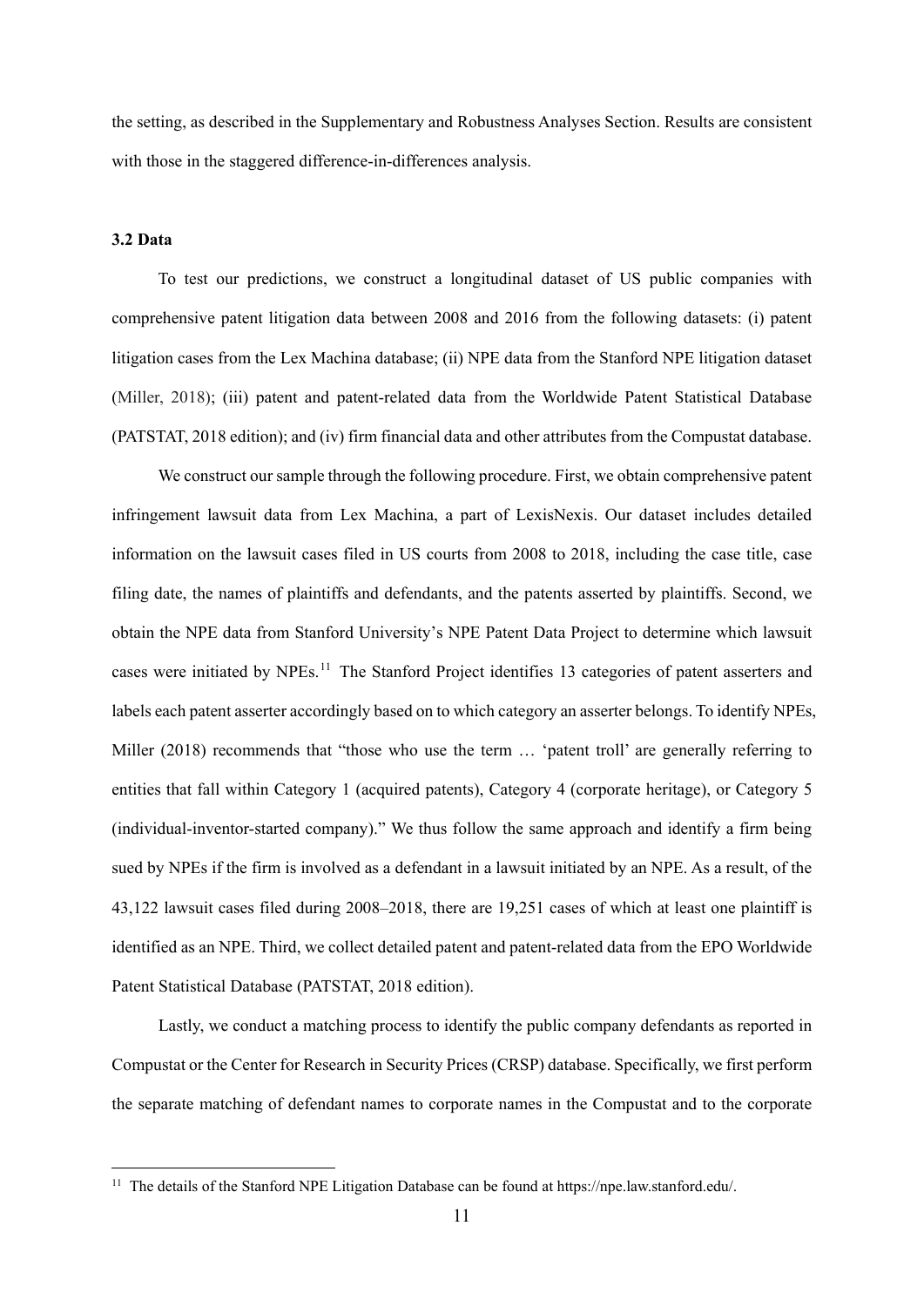the setting, as described in the Supplementary and Robustness Analyses Section. Results are consistent with those in the staggered difference-in-differences analysis.

### 3.2 Data

To test our predictions, we construct a longitudinal dataset of US public companies with comprehensive patent litigation data between 2008 and 2016 from the following datasets: (i) patent litigation cases from the Lex Machina database; (ii) NPE data from the Stanford NPE litigation dataset (Miller, 2018); (iii) patent and patent-related data from the Worldwide Patent Statistical Database (PATSTAT, 2018 edition); and (iv) firm financial data and other attributes from the Compustat database.

We construct our sample through the following procedure. First, we obtain comprehensive patent infringement lawsuit data from Lex Machina, a part of LexisNexis. Our dataset includes detailed information on the lawsuit cases filed in US courts from 2008 to 2018, including the case title, case filing date, the names of plaintiffs and defendants, and the patents asserted by plaintiffs. Second, we obtain the NPE data from Stanford University's NPE Patent Data Project to determine which lawsuit cases were initiated by NPEs.[11] The Stanford Project identifies 13 categories of patent asserters and labels each patent asserter accordingly based on to which category an asserter belongs. To identify NPEs, Miller (2018) recommends that "those who use the term … 'patent troll' are generally referring to entities that fall within Category 1 (acquired patents), Category 4 (corporate heritage), or Category 5 (individual-inventor-started company)." We thus follow the same approach and identify a firm being sued by NPEs if the firm is involved as a defendant in a lawsuit initiated by an NPE. As a result, of the 43,122 lawsuit cases filed during 2008–2018, there are 19,251 cases of which at least one plaintiff is identified as an NPE. Third, we collect detailed patent and patent-related data from the EPO Worldwide Patent Statistical Database (PATSTAT, 2018 edition).

Lastly, we conduct a matching process to identify the public company defendants as reported in Compustat or the Center for Research in Security Prices (CRSP) database. Specifically, we first perform the separate matching of defendant names to corporate names in the Compustat and to the corporate

[11] The details of the Stanford NPE Litigation Database can be found at https://npe.law.stanford.edu/.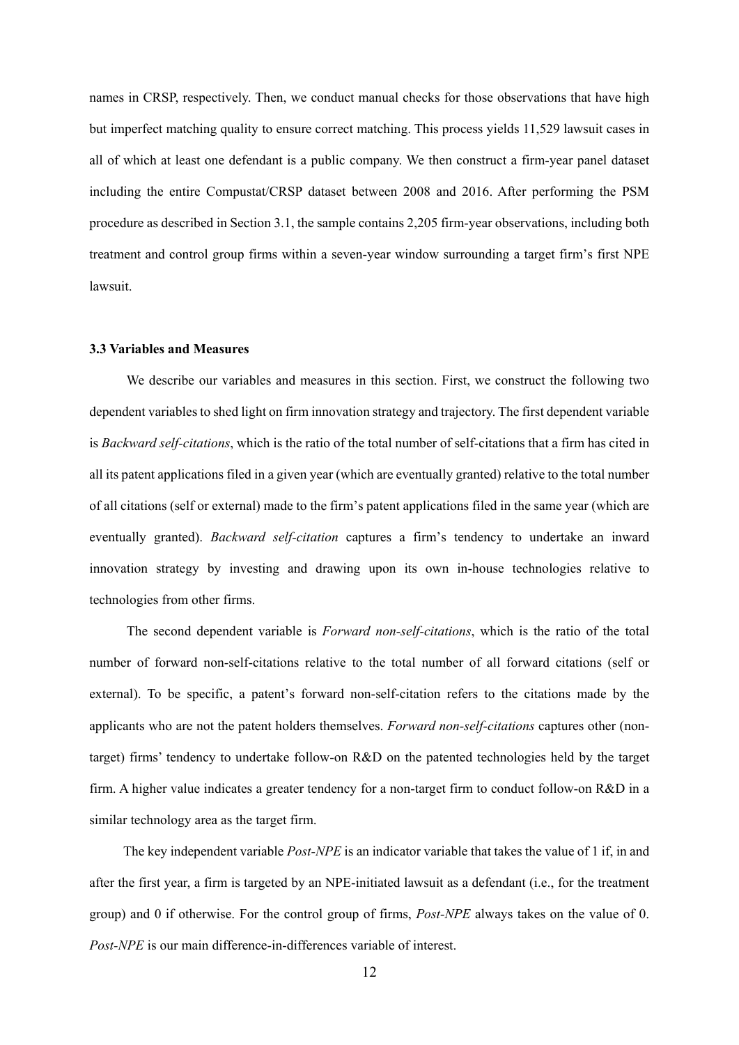names in CRSP, respectively. Then, we conduct manual checks for those observations that have high but imperfect matching quality to ensure correct matching. This process yields 11,529 lawsuit cases in all of which at least one defendant is a public company. We then construct a firm-year panel dataset including the entire Compustat/CRSP dataset between 2008 and 2016. After performing the PSM procedure as described in Section 3.1, the sample contains 2,205 firm-year observations, including both treatment and control group firms within a seven-year window surrounding a target firm's first NPE lawsuit.

### 3.3 Variables and Measures

We describe our variables and measures in this section. First, we construct the following two dependent variables to shed light on firm innovation strategy and trajectory. The first dependent variable is *Backward self-citations*, which is the ratio of the total number of self-citations that a firm has cited in all its patent applications filed in a given year (which are eventually granted) relative to the total number of all citations (self or external) made to the firm's patent applications filed in the same year (which are eventually granted). *Backward self-citation* captures a firm's tendency to undertake an inward innovation strategy by investing and drawing upon its own in-house technologies relative to technologies from other firms.

The second dependent variable is *Forward non-self-citations*, which is the ratio of the total number of forward non-self-citations relative to the total number of all forward citations (self or external). To be specific, a patent's forward non-self-citation refers to the citations made by the applicants who are not the patent holders themselves. *Forward non-self-citations* captures other (non-target) firms' tendency to undertake follow-on R&D on the patented technologies held by the target firm. A higher value indicates a greater tendency for a non-target firm to conduct follow-on R&D in a similar technology area as the target firm.

The key independent variable *Post-NPE* is an indicator variable that takes the value of 1 if, in and after the first year, a firm is targeted by an NPE-initiated lawsuit as a defendant (i.e., for the treatment group) and 0 if otherwise. For the control group of firms, *Post-NPE* always takes on the value of 0. *Post-NPE* is our main difference-in-differences variable of interest.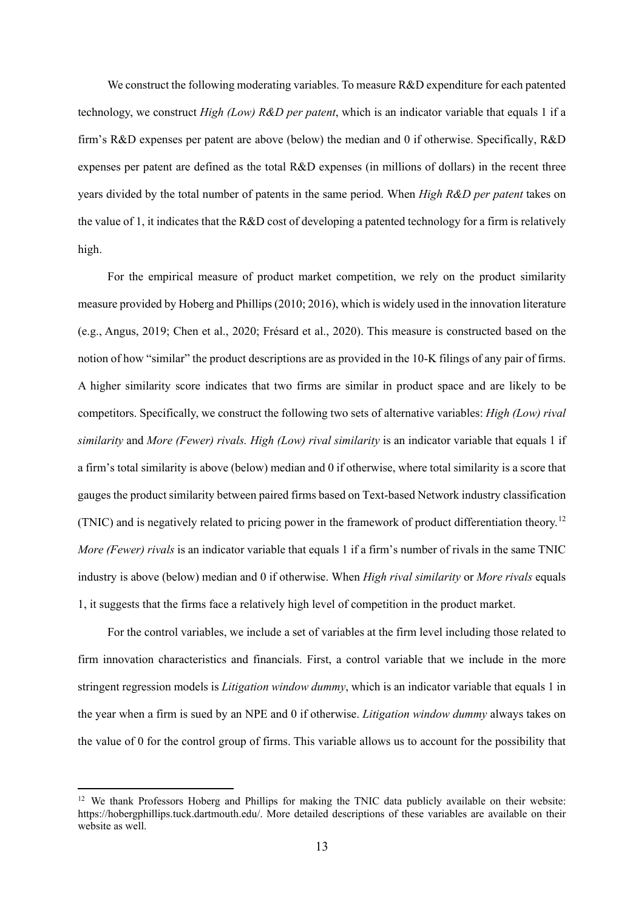We construct the following moderating variables. To measure R&D expenditure for each patented technology, we construct *High (Low) R&D per patent*, which is an indicator variable that equals 1 if a firm's R&D expenses per patent are above (below) the median and 0 if otherwise. Specifically, R&D expenses per patent are defined as the total R&D expenses (in millions of dollars) in the recent three years divided by the total number of patents in the same period. When *High R&D per patent* takes on the value of 1, it indicates that the R&D cost of developing a patented technology for a firm is relatively high.

For the empirical measure of product market competition, we rely on the product similarity measure provided by Hoberg and Phillips (2010; 2016), which is widely used in the innovation literature (e.g., Angus, 2019; Chen et al., 2020; Frésard et al., 2020). This measure is constructed based on the notion of how "similar" the product descriptions are as provided in the 10-K filings of any pair of firms. A higher similarity score indicates that two firms are similar in product space and are likely to be competitors. Specifically, we construct the following two sets of alternative variables: *High (Low) rival similarity* and *More (Fewer) rivals. High (Low) rival similarity* is an indicator variable that equals 1 if a firm's total similarity is above (below) median and 0 if otherwise, where total similarity is a score that gauges the product similarity between paired firms based on Text-based Network industry classification (TNIC) and is negatively related to pricing power in the framework of product differentiation theory.[12] *More (Fewer) rivals* is an indicator variable that equals 1 if a firm's number of rivals in the same TNIC industry is above (below) median and 0 if otherwise. When *High rival similarity* or *More rivals* equals 1, it suggests that the firms face a relatively high level of competition in the product market.

For the control variables, we include a set of variables at the firm level including those related to firm innovation characteristics and financials. First, a control variable that we include in the more stringent regression models is *Litigation window dummy*, which is an indicator variable that equals 1 in the year when a firm is sued by an NPE and 0 if otherwise. *Litigation window dummy* always takes on the value of 0 for the control group of firms. This variable allows us to account for the possibility that

[12] We thank Professors Hoberg and Phillips for making the TNIC data publicly available on their website: https://hobergphillips.tuck.dartmouth.edu/. More detailed descriptions of these variables are available on their website as well.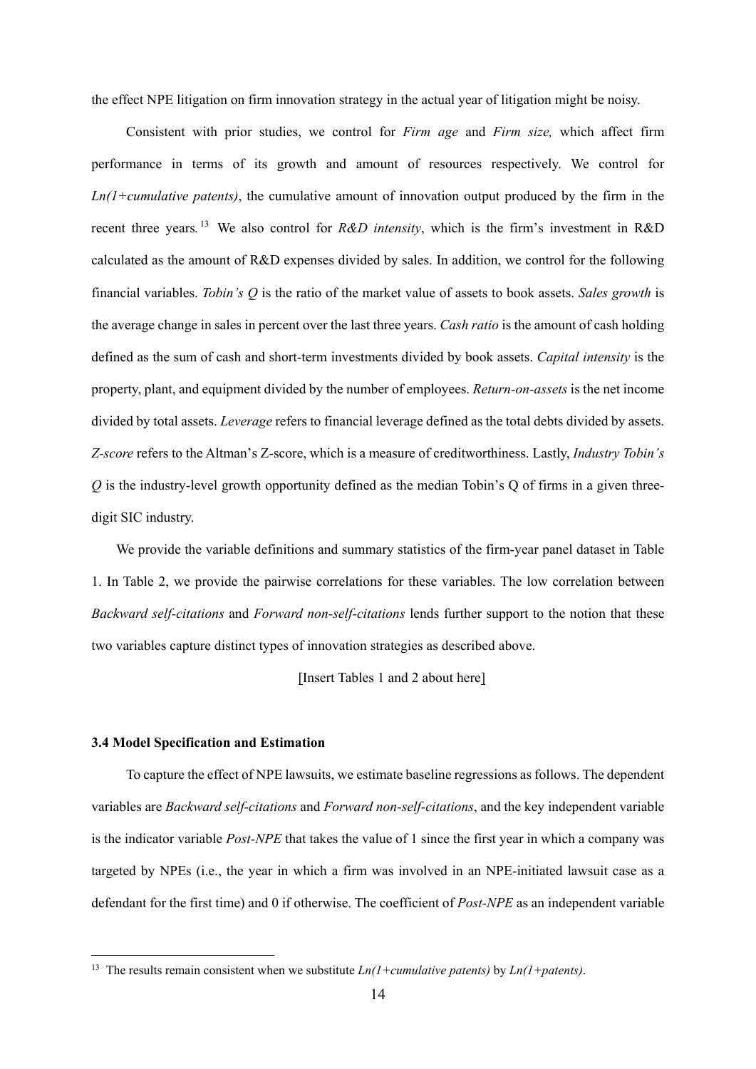the effect NPE litigation on firm innovation strategy in the actual year of litigation might be noisy.

Consistent with prior studies, we control for *Firm age* and *Firm size,* which affect firm performance in terms of its growth and amount of resources respectively. We control for *Ln(1+cumulative patents)*, the cumulative amount of innovation output produced by the firm in the recent three years.[13] We also control for *R&D intensity*, which is the firm's investment in R&D calculated as the amount of R&D expenses divided by sales. In addition, we control for the following financial variables. *Tobin's Q* is the ratio of the market value of assets to book assets. *Sales growth* is the average change in sales in percent over the last three years. *Cash ratio* is the amount of cash holding defined as the sum of cash and short-term investments divided by book assets. *Capital intensity* is the property, plant, and equipment divided by the number of employees. *Return-on-assets* is the net income divided by total assets. *Leverage* refers to financial leverage defined as the total debts divided by assets. *Z-score* refers to the Altman's Z-score, which is a measure of creditworthiness. Lastly, *Industry Tobin's Q* is the industry-level growth opportunity defined as the median Tobin's Q of firms in a given three-digit SIC industry.

We provide the variable definitions and summary statistics of the firm-year panel dataset in Table 1. In Table 2, we provide the pairwise correlations for these variables. The low correlation between *Backward self-citations* and *Forward non-self-citations* lends further support to the notion that these two variables capture distinct types of innovation strategies as described above.

[Insert Tables 1 and 2 about here]

### 3.4 Model Specification and Estimation

To capture the effect of NPE lawsuits, we estimate baseline regressions as follows. The dependent variables are *Backward self-citations* and *Forward non-self-citations*, and the key independent variable is the indicator variable *Post-NPE* that takes the value of 1 since the first year in which a company was targeted by NPEs (i.e., the year in which a firm was involved in an NPE-initiated lawsuit case as a defendant for the first time) and 0 if otherwise. The coefficient of *Post-NPE* as an independent variable

[13] The results remain consistent when we substitute *Ln(1+cumulative patents)* by *Ln(1+patents)*.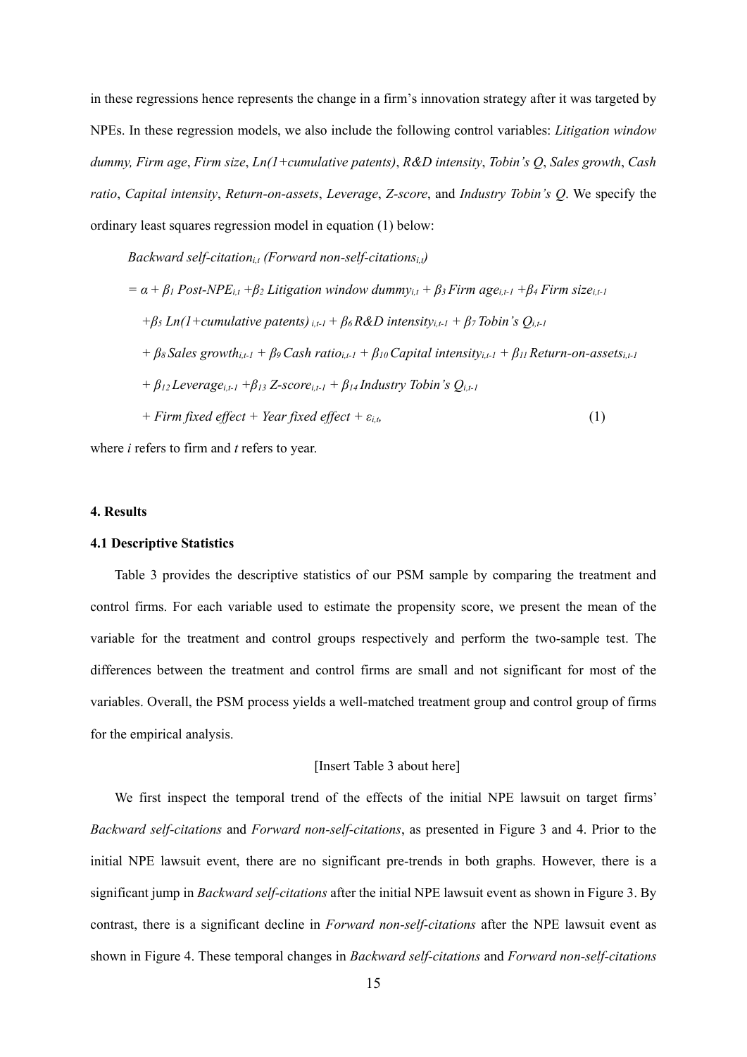in these regressions hence represents the change in a firm's innovation strategy after it was targeted by NPEs. In these regression models, we also include the following control variables: *Litigation window dummy, Firm age*, *Firm size*, *Ln(1+cumulative patents)*, *R&D intensity*, *Tobin's Q*, *Sales growth*, *Cash ratio*, *Capital intensity*, *Return-on-assets*, *Leverage*, *Z-score*, and *Industry Tobin's Q*. We specify the ordinary least squares regression model in equation (1) below:

$$
\begin{aligned}
&\textit{Backward self-citation}_{i,t}\ (\textit{Forward non-self-citations}_{i,t}) \\
&= \alpha + \beta_1\,\textit{Post-NPE}_{i,t} + \beta_2\,\textit{Litigation window dummy}_{i,t} + \beta_3\,\textit{Firm age}_{i,t-1} + \beta_4\,\textit{Firm size}_{i,t-1} \\
&\quad + \beta_5\,\textit{Ln(1+cumulative patents)}_{i,t-1} + \beta_6\,\textit{R\&D intensity}_{i,t-1} + \beta_7\,\textit{Tobin's }Q_{i,t-1} \\
&\quad + \beta_8\,\textit{Sales growth}_{i,t-1} + \beta_9\,\textit{Cash ratio}_{i,t-1} + \beta_{10}\,\textit{Capital intensity}_{i,t-1} + \beta_{11}\,\textit{Return-on-assets}_{i,t-1} \\
&\quad + \beta_{12}\,\textit{Leverage}_{i,t-1} + \beta_{13}\,\textit{Z-score}_{i,t-1} + \beta_{14}\,\textit{Industry Tobin's }Q_{i,t-1} \\
&\quad + \textit{Firm fixed effect} + \textit{Year fixed effect} + \varepsilon_{i,t}, \qquad (1)
\end{aligned}
$$

where *i* refers to firm and *t* refers to year.

## 4. Results

### 4.1 Descriptive Statistics

Table 3 provides the descriptive statistics of our PSM sample by comparing the treatment and control firms. For each variable used to estimate the propensity score, we present the mean of the variable for the treatment and control groups respectively and perform the two-sample test. The differences between the treatment and control firms are small and not significant for most of the variables. Overall, the PSM process yields a well-matched treatment group and control group of firms for the empirical analysis.

[Insert Table 3 about here]

We first inspect the temporal trend of the effects of the initial NPE lawsuit on target firms' *Backward self-citations* and *Forward non-self-citations*, as presented in Figure 3 and 4. Prior to the initial NPE lawsuit event, there are no significant pre-trends in both graphs. However, there is a significant jump in *Backward self-citations* after the initial NPE lawsuit event as shown in Figure 3. By contrast, there is a significant decline in *Forward non-self-citations* after the NPE lawsuit event as shown in Figure 4. These temporal changes in *Backward self-citations* and *Forward non-self-citations*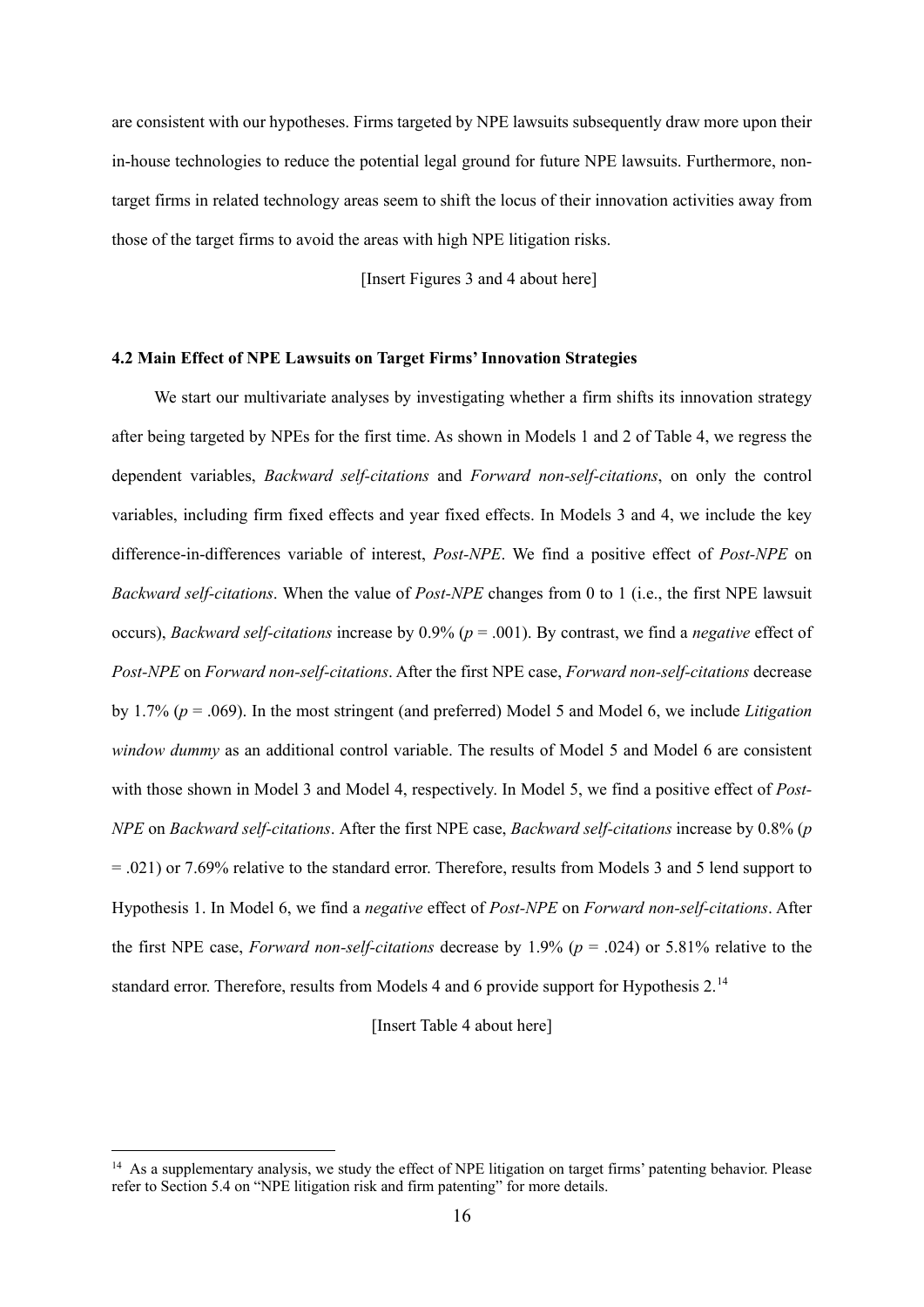are consistent with our hypotheses. Firms targeted by NPE lawsuits subsequently draw more upon their in-house technologies to reduce the potential legal ground for future NPE lawsuits. Furthermore, non-target firms in related technology areas seem to shift the locus of their innovation activities away from those of the target firms to avoid the areas with high NPE litigation risks.

[Insert Figures 3 and 4 about here]

### 4.2 Main Effect of NPE Lawsuits on Target Firms' Innovation Strategies

We start our multivariate analyses by investigating whether a firm shifts its innovation strategy after being targeted by NPEs for the first time. As shown in Models 1 and 2 of Table 4, we regress the dependent variables, *Backward self-citations* and *Forward non-self-citations*, on only the control variables, including firm fixed effects and year fixed effects. In Models 3 and 4, we include the key difference-in-differences variable of interest, *Post-NPE*. We find a positive effect of *Post-NPE* on *Backward self-citations*. When the value of *Post-NPE* changes from 0 to 1 (i.e., the first NPE lawsuit occurs), *Backward self-citations* increase by 0.9% ($p$ = .001). By contrast, we find a *negative* effect of *Post-NPE* on *Forward non-self-citations*. After the first NPE case, *Forward non-self-citations* decrease by 1.7% ($p$ = .069). In the most stringent (and preferred) Model 5 and Model 6, we include *Litigation window dummy* as an additional control variable. The results of Model 5 and Model 6 are consistent with those shown in Model 3 and Model 4, respectively. In Model 5, we find a positive effect of *Post-NPE* on *Backward self-citations*. After the first NPE case, *Backward self-citations* increase by 0.8% ($p$ = .021) or 7.69% relative to the standard error. Therefore, results from Models 3 and 5 lend support to Hypothesis 1. In Model 6, we find a *negative* effect of *Post-NPE* on *Forward non-self-citations*. After the first NPE case, *Forward non-self-citations* decrease by 1.9% ($p$ = .024) or 5.81% relative to the standard error. Therefore, results from Models 4 and 6 provide support for Hypothesis 2.[14]

[Insert Table 4 about here]

[14] As a supplementary analysis, we study the effect of NPE litigation on target firms' patenting behavior. Please refer to Section 5.4 on "NPE litigation risk and firm patenting" for more details.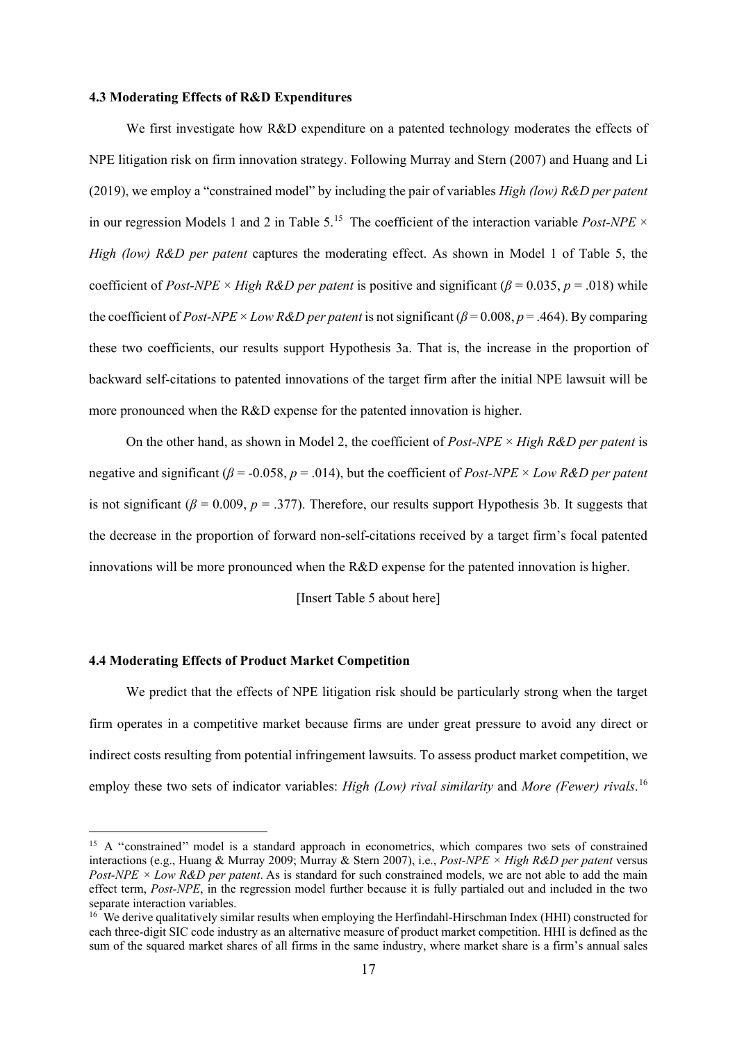### 4.3 Moderating Effects of R&D Expenditures

We first investigate how R&D expenditure on a patented technology moderates the effects of NPE litigation risk on firm innovation strategy. Following Murray and Stern (2007) and Huang and Li (2019), we employ a "constrained model" by including the pair of variables *High (low) R&D per patent* in our regression Models 1 and 2 in Table 5.[15] The coefficient of the interaction variable *Post-NPE × High (low) R&D per patent* captures the moderating effect. As shown in Model 1 of Table 5, the coefficient of *Post-NPE × High R&D per patent* is positive and significant ($\beta$ = 0.035, $p$ = .018) while the coefficient of *Post-NPE × Low R&D per patent* is not significant ($\beta$ = 0.008, $p$ = .464). By comparing these two coefficients, our results support Hypothesis 3a. That is, the increase in the proportion of backward self-citations to patented innovations of the target firm after the initial NPE lawsuit will be more pronounced when the R&D expense for the patented innovation is higher.

On the other hand, as shown in Model 2, the coefficient of *Post-NPE × High R&D per patent* is negative and significant ($\beta$ = -0.058, $p$ = .014), but the coefficient of *Post-NPE × Low R&D per patent* is not significant ($\beta$ = 0.009, $p$ = .377). Therefore, our results support Hypothesis 3b. It suggests that the decrease in the proportion of forward non-self-citations received by a target firm's focal patented innovations will be more pronounced when the R&D expense for the patented innovation is higher.

[Insert Table 5 about here]

### 4.4 Moderating Effects of Product Market Competition

We predict that the effects of NPE litigation risk should be particularly strong when the target firm operates in a competitive market because firms are under great pressure to avoid any direct or indirect costs resulting from potential infringement lawsuits. To assess product market competition, we employ these two sets of indicator variables: *High (Low) rival similarity* and *More (Fewer) rivals*.[16]

---

[15] A "constrained" model is a standard approach in econometrics, which compares two sets of constrained interactions (e.g., Huang & Murray 2009; Murray & Stern 2007), i.e., *Post-NPE × High R&D per patent* versus *Post-NPE × Low R&D per patent*. As is standard for such constrained models, we are not able to add the main effect term, *Post-NPE*, in the regression model further because it is fully partialed out and included in the two separate interaction variables.

[16] We derive qualitatively similar results when employing the Herfindahl-Hirschman Index (HHI) constructed for each three-digit SIC code industry as an alternative measure of product market competition. HHI is defined as the sum of the squared market shares of all firms in the same industry, where market share is a firm's annual sales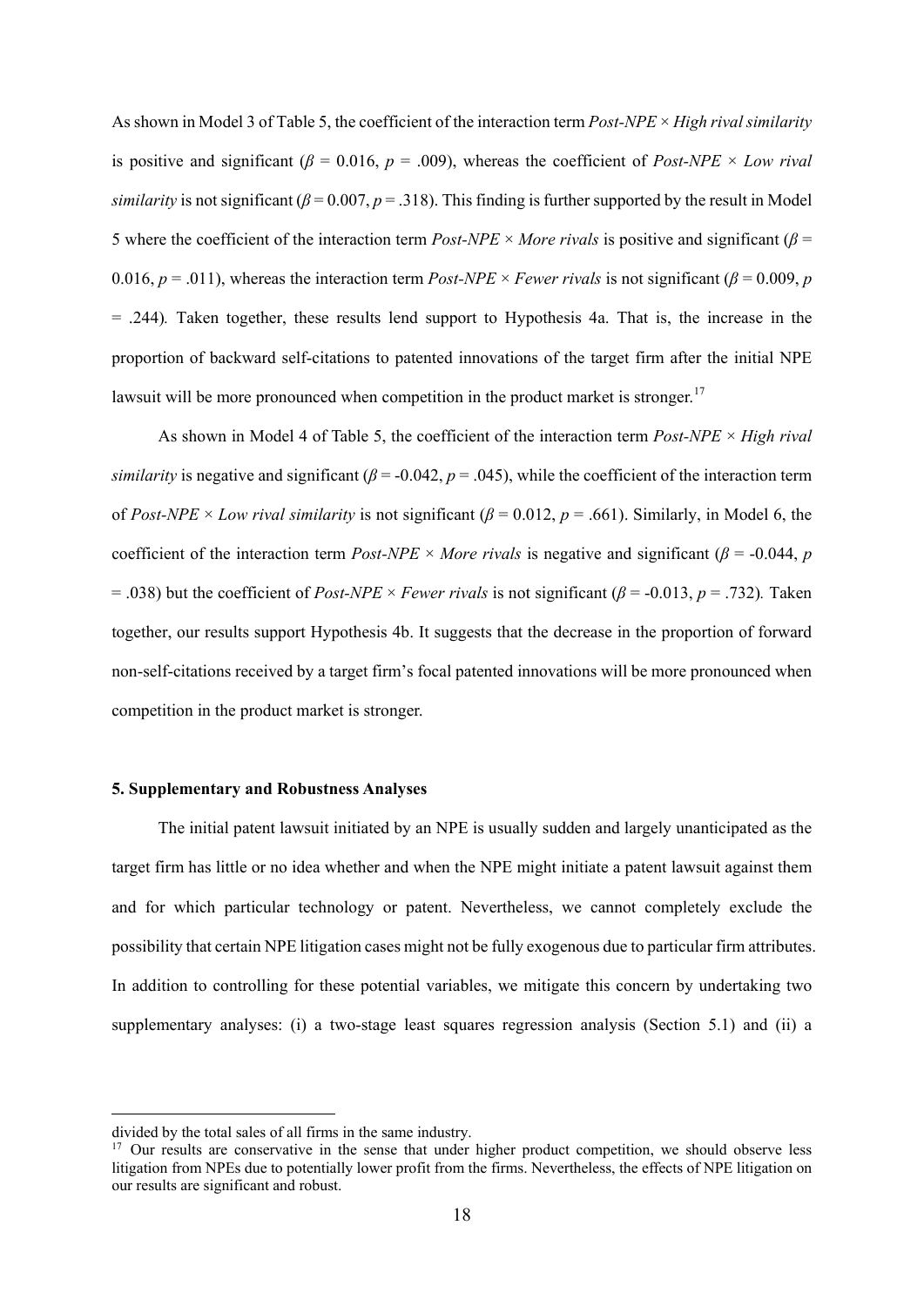As shown in Model 3 of Table 5, the coefficient of the interaction term *Post-NPE × High rival similarity* is positive and significant ($\beta$ = 0.016, $p$ = .009), whereas the coefficient of *Post-NPE × Low rival similarity* is not significant ($\beta$ = 0.007, $p$ = .318). This finding is further supported by the result in Model 5 where the coefficient of the interaction term *Post-NPE × More rivals* is positive and significant ($\beta$ = 0.016, $p$ = .011), whereas the interaction term *Post-NPE × Fewer rivals* is not significant ($\beta$ = 0.009, $p$ = .244). Taken together, these results lend support to Hypothesis 4a. That is, the increase in the proportion of backward self-citations to patented innovations of the target firm after the initial NPE lawsuit will be more pronounced when competition in the product market is stronger.[17]

As shown in Model 4 of Table 5, the coefficient of the interaction term *Post-NPE × High rival similarity* is negative and significant ($\beta$ = -0.042, $p$ = .045), while the coefficient of the interaction term of *Post-NPE × Low rival similarity* is not significant ($\beta$ = 0.012, $p$ = .661). Similarly, in Model 6, the coefficient of the interaction term *Post-NPE × More rivals* is negative and significant ($\beta$ = -0.044, $p$ = .038) but the coefficient of *Post-NPE × Fewer rivals* is not significant ($\beta$ = -0.013, $p$ = .732). Taken together, our results support Hypothesis 4b. It suggests that the decrease in the proportion of forward non-self-citations received by a target firm's focal patented innovations will be more pronounced when competition in the product market is stronger.

### 5. Supplementary and Robustness Analyses

The initial patent lawsuit initiated by an NPE is usually sudden and largely unanticipated as the target firm has little or no idea whether and when the NPE might initiate a patent lawsuit against them and for which particular technology or patent. Nevertheless, we cannot completely exclude the possibility that certain NPE litigation cases might not be fully exogenous due to particular firm attributes. In addition to controlling for these potential variables, we mitigate this concern by undertaking two supplementary analyses: (i) a two-stage least squares regression analysis (Section 5.1) and (ii) a

---

divided by the total sales of all firms in the same industry.

[17] Our results are conservative in the sense that under higher product competition, we should observe less litigation from NPEs due to potentially lower profit from the firms. Nevertheless, the effects of NPE litigation on our results are significant and robust.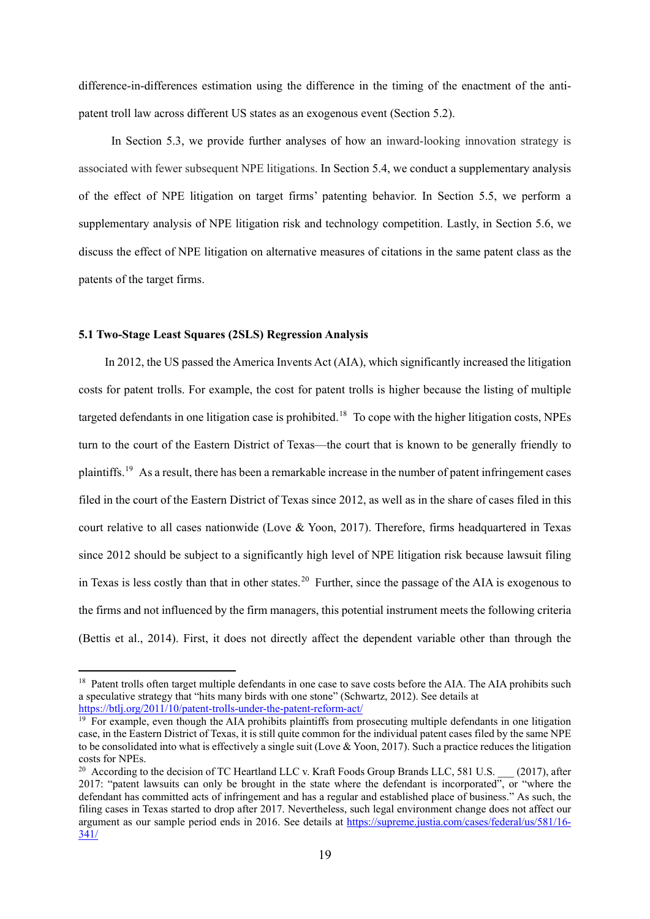difference-in-differences estimation using the difference in the timing of the enactment of the anti-patent troll law across different US states as an exogenous event (Section 5.2).

In Section 5.3, we provide further analyses of how an inward-looking innovation strategy is associated with fewer subsequent NPE litigations. In Section 5.4, we conduct a supplementary analysis of the effect of NPE litigation on target firms' patenting behavior. In Section 5.5, we perform a supplementary analysis of NPE litigation risk and technology competition. Lastly, in Section 5.6, we discuss the effect of NPE litigation on alternative measures of citations in the same patent class as the patents of the target firms.

### 5.1 Two-Stage Least Squares (2SLS) Regression Analysis

In 2012, the US passed the America Invents Act (AIA), which significantly increased the litigation costs for patent trolls. For example, the cost for patent trolls is higher because the listing of multiple targeted defendants in one litigation case is prohibited.[18] To cope with the higher litigation costs, NPEs turn to the court of the Eastern District of Texas—the court that is known to be generally friendly to plaintiffs.[19] As a result, there has been a remarkable increase in the number of patent infringement cases filed in the court of the Eastern District of Texas since 2012, as well as in the share of cases filed in this court relative to all cases nationwide (Love & Yoon, 2017). Therefore, firms headquartered in Texas since 2012 should be subject to a significantly high level of NPE litigation risk because lawsuit filing in Texas is less costly than that in other states.[20] Further, since the passage of the AIA is exogenous to the firms and not influenced by the firm managers, this potential instrument meets the following criteria (Bettis et al., 2014). First, it does not directly affect the dependent variable other than through the

---

[18] Patent trolls often target multiple defendants in one case to save costs before the AIA. The AIA prohibits such a speculative strategy that "hits many birds with one stone" (Schwartz, 2012). See details at https://btlj.org/2011/10/patent-trolls-under-the-patent-reform-act/

[19] For example, even though the AIA prohibits plaintiffs from prosecuting multiple defendants in one litigation case, in the Eastern District of Texas, it is still quite common for the individual patent cases filed by the same NPE to be consolidated into what is effectively a single suit (Love & Yoon, 2017). Such a practice reduces the litigation costs for NPEs.

[20] According to the decision of TC Heartland LLC v. Kraft Foods Group Brands LLC, 581 U.S. ___ (2017), after 2017: "patent lawsuits can only be brought in the state where the defendant is incorporated", or "where the defendant has committed acts of infringement and has a regular and established place of business." As such, the filing cases in Texas started to drop after 2017. Nevertheless, such legal environment change does not affect our argument as our sample period ends in 2016. See details at https://supreme.justia.com/cases/federal/us/581/16-341/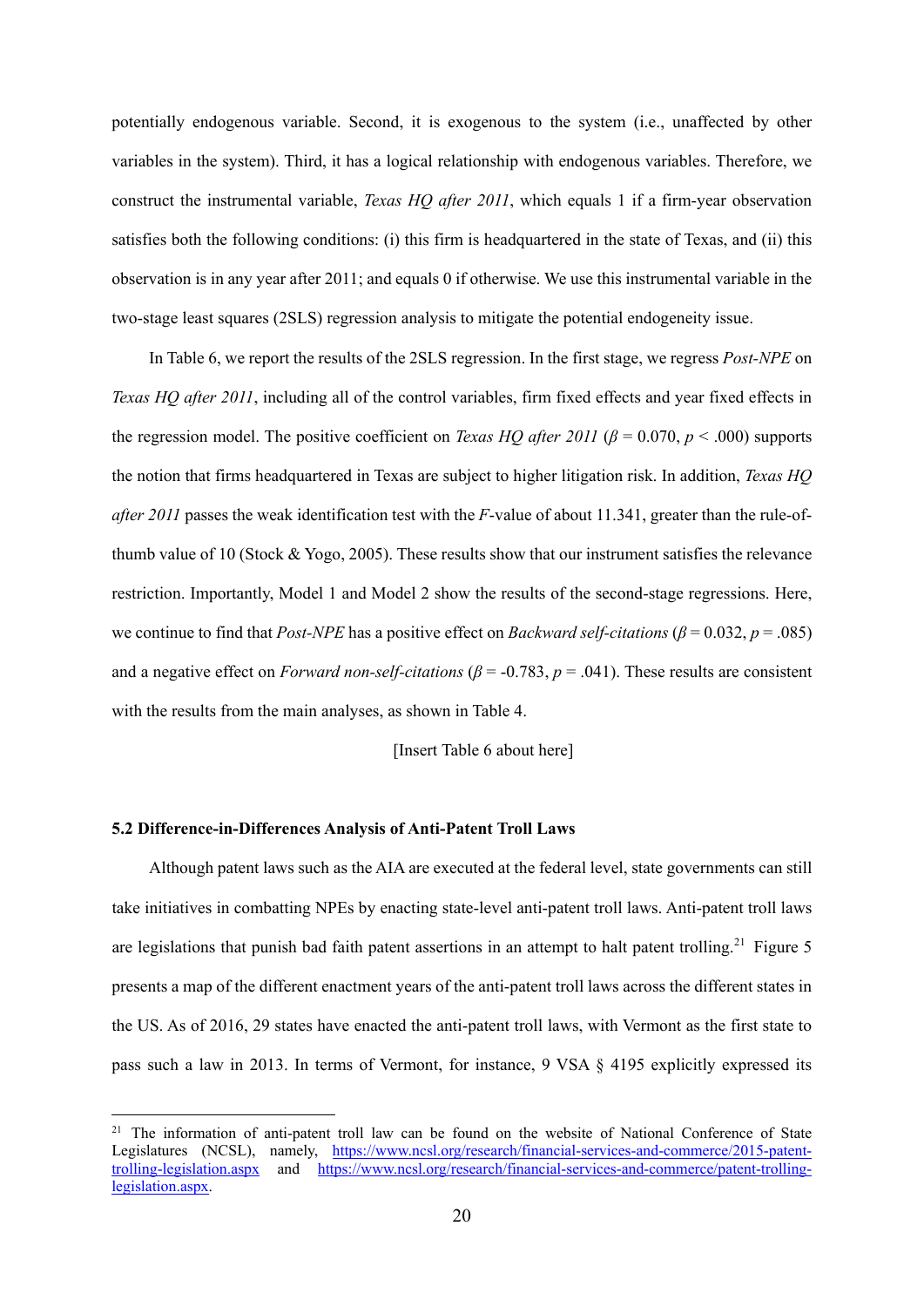potentially endogenous variable. Second, it is exogenous to the system (i.e., unaffected by other variables in the system). Third, it has a logical relationship with endogenous variables. Therefore, we construct the instrumental variable, *Texas HQ after 2011*, which equals 1 if a firm-year observation satisfies both the following conditions: (i) this firm is headquartered in the state of Texas, and (ii) this observation is in any year after 2011; and equals 0 if otherwise. We use this instrumental variable in the two-stage least squares (2SLS) regression analysis to mitigate the potential endogeneity issue.

In Table 6, we report the results of the 2SLS regression. In the first stage, we regress *Post-NPE* on *Texas HQ after 2011*, including all of the control variables, firm fixed effects and year fixed effects in the regression model. The positive coefficient on *Texas HQ after 2011* ($\beta$ = 0.070, $p$ < .000) supports the notion that firms headquartered in Texas are subject to higher litigation risk. In addition, *Texas HQ after 2011* passes the weak identification test with the $F$-value of about 11.341, greater than the rule-of-thumb value of 10 (Stock & Yogo, 2005). These results show that our instrument satisfies the relevance restriction. Importantly, Model 1 and Model 2 show the results of the second-stage regressions. Here, we continue to find that *Post-NPE* has a positive effect on *Backward self-citations* ($\beta$ = 0.032, $p$ = .085) and a negative effect on *Forward non-self-citations* ($\beta$ = -0.783, $p$ = .041). These results are consistent with the results from the main analyses, as shown in Table 4.

[Insert Table 6 about here]

### 5.2 Difference-in-Differences Analysis of Anti-Patent Troll Laws

Although patent laws such as the AIA are executed at the federal level, state governments can still take initiatives in combatting NPEs by enacting state-level anti-patent troll laws. Anti-patent troll laws are legislations that punish bad faith patent assertions in an attempt to halt patent trolling.[21] Figure 5 presents a map of the different enactment years of the anti-patent troll laws across the different states in the US. As of 2016, 29 states have enacted the anti-patent troll laws, with Vermont as the first state to pass such a law in 2013. In terms of Vermont, for instance, 9 VSA § 4195 explicitly expressed its

[21] The information of anti-patent troll law can be found on the website of National Conference of State Legislatures (NCSL), namely, https://www.ncsl.org/research/financial-services-and-commerce/2015-patent-trolling-legislation.aspx and https://www.ncsl.org/research/financial-services-and-commerce/patent-trolling-legislation.aspx.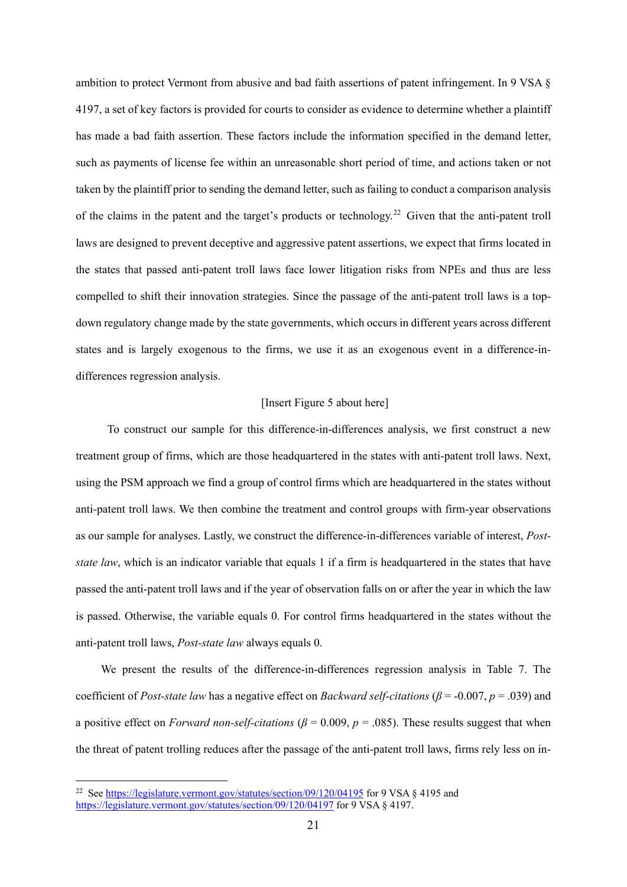ambition to protect Vermont from abusive and bad faith assertions of patent infringement. In 9 VSA § 4197, a set of key factors is provided for courts to consider as evidence to determine whether a plaintiff has made a bad faith assertion. These factors include the information specified in the demand letter, such as payments of license fee within an unreasonable short period of time, and actions taken or not taken by the plaintiff prior to sending the demand letter, such as failing to conduct a comparison analysis of the claims in the patent and the target's products or technology.[22] Given that the anti-patent troll laws are designed to prevent deceptive and aggressive patent assertions, we expect that firms located in the states that passed anti-patent troll laws face lower litigation risks from NPEs and thus are less compelled to shift their innovation strategies. Since the passage of the anti-patent troll laws is a top-down regulatory change made by the state governments, which occurs in different years across different states and is largely exogenous to the firms, we use it as an exogenous event in a difference-in-differences regression analysis.

[Insert Figure 5 about here]

To construct our sample for this difference-in-differences analysis, we first construct a new treatment group of firms, which are those headquartered in the states with anti-patent troll laws. Next, using the PSM approach we find a group of control firms which are headquartered in the states without anti-patent troll laws. We then combine the treatment and control groups with firm-year observations as our sample for analyses. Lastly, we construct the difference-in-differences variable of interest, *Post-state law*, which is an indicator variable that equals 1 if a firm is headquartered in the states that have passed the anti-patent troll laws and if the year of observation falls on or after the year in which the law is passed. Otherwise, the variable equals 0. For control firms headquartered in the states without the anti-patent troll laws, *Post-state law* always equals 0.

We present the results of the difference-in-differences regression analysis in Table 7. The coefficient of *Post-state law* has a negative effect on *Backward self-citations* ($\beta$ = -0.007, $p$ = .039) and a positive effect on *Forward non-self-citations* ($\beta$ = 0.009, $p$ = .085). These results suggest that when the threat of patent trolling reduces after the passage of the anti-patent troll laws, firms rely less on in-

[22] See https://legislature.vermont.gov/statutes/section/09/120/04195 for 9 VSA § 4195 and https://legislature.vermont.gov/statutes/section/09/120/04197 for 9 VSA § 4197.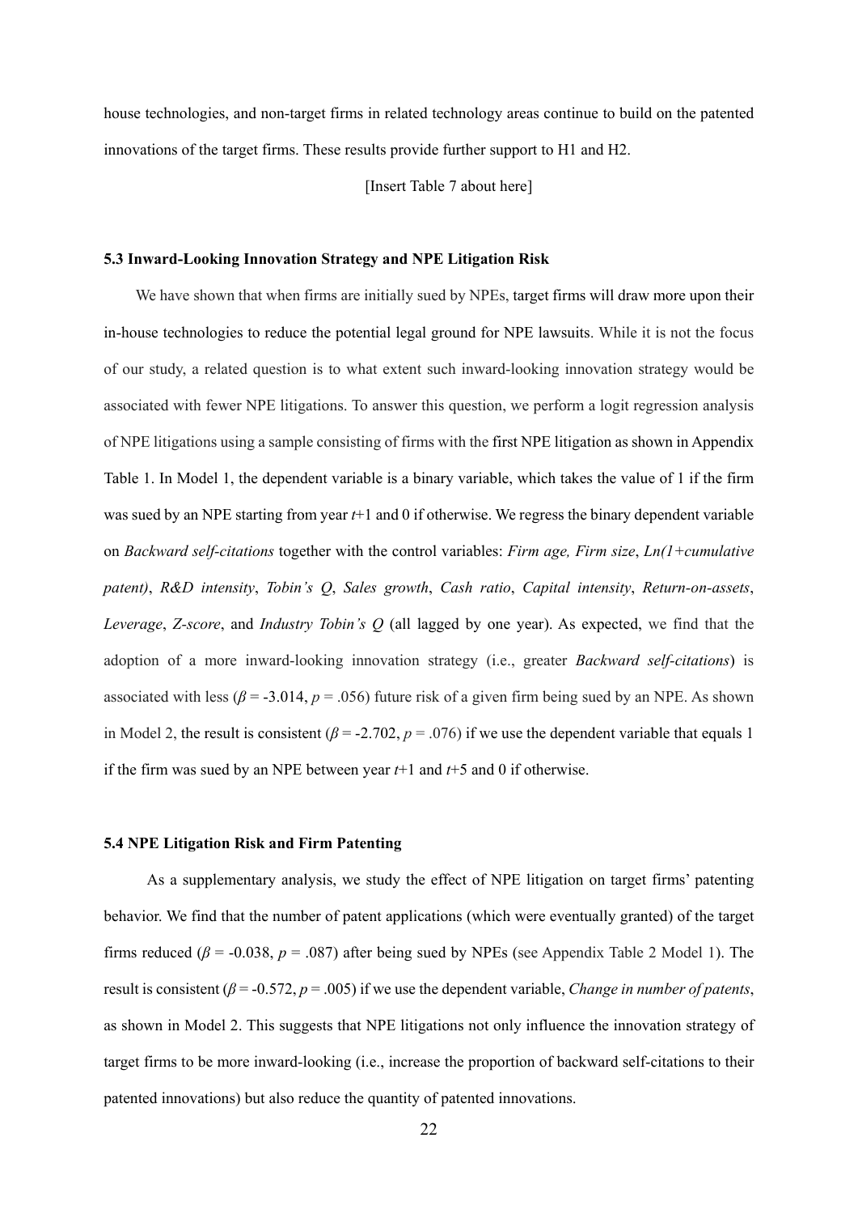house technologies, and non-target firms in related technology areas continue to build on the patented innovations of the target firms. These results provide further support to H1 and H2.

[Insert Table 7 about here]

### 5.3 Inward-Looking Innovation Strategy and NPE Litigation Risk

We have shown that when firms are initially sued by NPEs, target firms will draw more upon their in-house technologies to reduce the potential legal ground for NPE lawsuits. While it is not the focus of our study, a related question is to what extent such inward-looking innovation strategy would be associated with fewer NPE litigations. To answer this question, we perform a logit regression analysis of NPE litigations using a sample consisting of firms with the first NPE litigation as shown in Appendix Table 1. In Model 1, the dependent variable is a binary variable, which takes the value of 1 if the firm was sued by an NPE starting from year $t$+1 and 0 if otherwise. We regress the binary dependent variable on *Backward self-citations* together with the control variables: *Firm age, Firm size*, *Ln(1+cumulative patent)*, *R&D intensity*, *Tobin's Q*, *Sales growth*, *Cash ratio*, *Capital intensity*, *Return-on-assets*, *Leverage*, *Z-score*, and *Industry Tobin's Q* (all lagged by one year). As expected, we find that the adoption of a more inward-looking innovation strategy (i.e., greater *Backward self-citations*) is associated with less ($\beta$ = -3.014, $p$ = .056) future risk of a given firm being sued by an NPE. As shown in Model 2, the result is consistent ($\beta$ = -2.702, $p$ = .076) if we use the dependent variable that equals 1 if the firm was sued by an NPE between year $t$+1 and $t$+5 and 0 if otherwise.

### 5.4 NPE Litigation Risk and Firm Patenting

As a supplementary analysis, we study the effect of NPE litigation on target firms' patenting behavior. We find that the number of patent applications (which were eventually granted) of the target firms reduced ($\beta$ = -0.038, $p$ = .087) after being sued by NPEs (see Appendix Table 2 Model 1). The result is consistent ($\beta$ = -0.572, $p$ = .005) if we use the dependent variable, *Change in number of patents*, as shown in Model 2. This suggests that NPE litigations not only influence the innovation strategy of target firms to be more inward-looking (i.e., increase the proportion of backward self-citations to their patented innovations) but also reduce the quantity of patented innovations.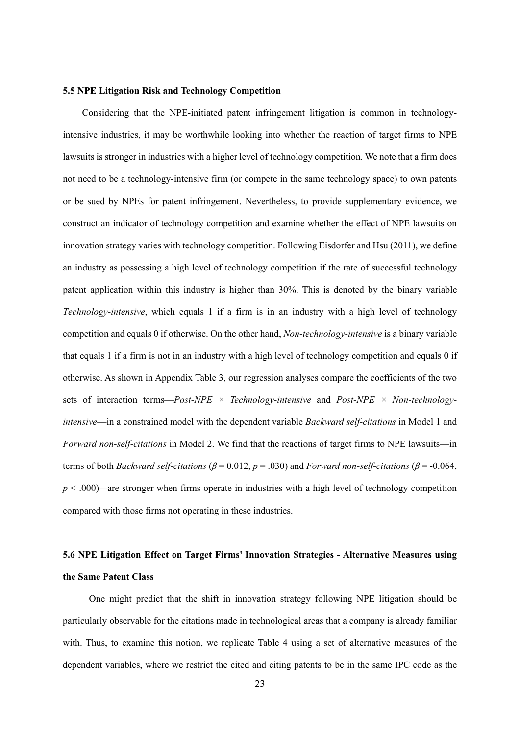### 5.5 NPE Litigation Risk and Technology Competition

Considering that the NPE-initiated patent infringement litigation is common in technology-intensive industries, it may be worthwhile looking into whether the reaction of target firms to NPE lawsuits is stronger in industries with a higher level of technology competition. We note that a firm does not need to be a technology-intensive firm (or compete in the same technology space) to own patents or be sued by NPEs for patent infringement. Nevertheless, to provide supplementary evidence, we construct an indicator of technology competition and examine whether the effect of NPE lawsuits on innovation strategy varies with technology competition. Following Eisdorfer and Hsu (2011), we define an industry as possessing a high level of technology competition if the rate of successful technology patent application within this industry is higher than 30%. This is denoted by the binary variable *Technology-intensive*, which equals 1 if a firm is in an industry with a high level of technology competition and equals 0 if otherwise. On the other hand, *Non-technology-intensive* is a binary variable that equals 1 if a firm is not in an industry with a high level of technology competition and equals 0 if otherwise. As shown in Appendix Table 3, our regression analyses compare the coefficients of the two sets of interaction terms—*Post-NPE* × *Technology-intensive* and *Post-NPE* × *Non-technology-intensive*—in a constrained model with the dependent variable *Backward self-citations* in Model 1 and *Forward non-self-citations* in Model 2. We find that the reactions of target firms to NPE lawsuits—in terms of both *Backward self-citations* ($\beta = 0.012$, $p = .030$) and *Forward non-self-citations* ($\beta = -0.064$, $p < .000$)—are stronger when firms operate in industries with a high level of technology competition compared with those firms not operating in these industries.

### 5.6 NPE Litigation Effect on Target Firms' Innovation Strategies - Alternative Measures using the Same Patent Class

One might predict that the shift in innovation strategy following NPE litigation should be particularly observable for the citations made in technological areas that a company is already familiar with. Thus, to examine this notion, we replicate Table 4 using a set of alternative measures of the dependent variables, where we restrict the cited and citing patents to be in the same IPC code as the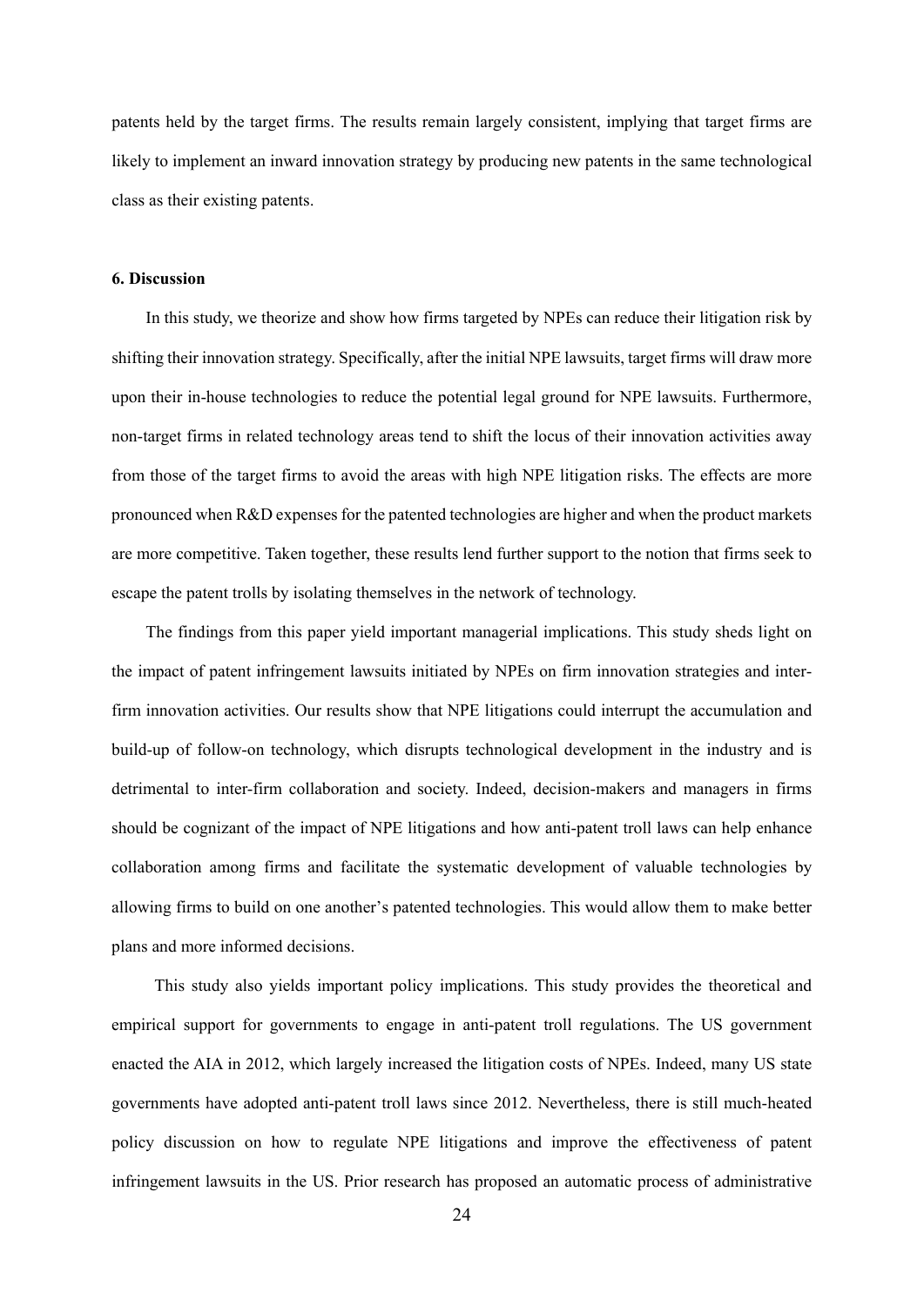patents held by the target firms. The results remain largely consistent, implying that target firms are likely to implement an inward innovation strategy by producing new patents in the same technological class as their existing patents.

## 6. Discussion

In this study, we theorize and show how firms targeted by NPEs can reduce their litigation risk by shifting their innovation strategy. Specifically, after the initial NPE lawsuits, target firms will draw more upon their in-house technologies to reduce the potential legal ground for NPE lawsuits. Furthermore, non-target firms in related technology areas tend to shift the locus of their innovation activities away from those of the target firms to avoid the areas with high NPE litigation risks. The effects are more pronounced when R&D expenses for the patented technologies are higher and when the product markets are more competitive. Taken together, these results lend further support to the notion that firms seek to escape the patent trolls by isolating themselves in the network of technology.

The findings from this paper yield important managerial implications. This study sheds light on the impact of patent infringement lawsuits initiated by NPEs on firm innovation strategies and inter-firm innovation activities. Our results show that NPE litigations could interrupt the accumulation and build-up of follow-on technology, which disrupts technological development in the industry and is detrimental to inter-firm collaboration and society. Indeed, decision-makers and managers in firms should be cognizant of the impact of NPE litigations and how anti-patent troll laws can help enhance collaboration among firms and facilitate the systematic development of valuable technologies by allowing firms to build on one another's patented technologies. This would allow them to make better plans and more informed decisions.

This study also yields important policy implications. This study provides the theoretical and empirical support for governments to engage in anti-patent troll regulations. The US government enacted the AIA in 2012, which largely increased the litigation costs of NPEs. Indeed, many US state governments have adopted anti-patent troll laws since 2012. Nevertheless, there is still much-heated policy discussion on how to regulate NPE litigations and improve the effectiveness of patent infringement lawsuits in the US. Prior research has proposed an automatic process of administrative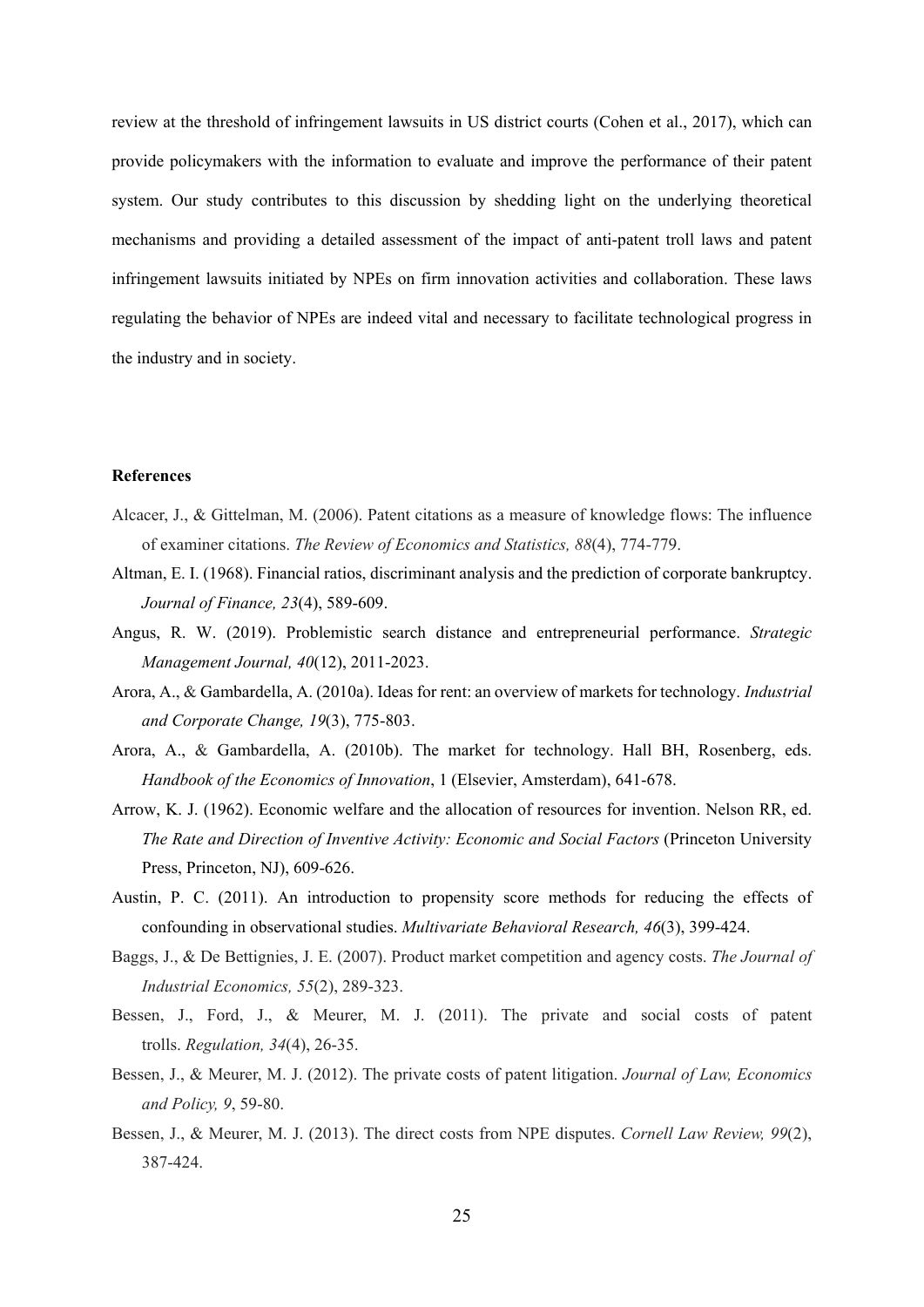review at the threshold of infringement lawsuits in US district courts (Cohen et al., 2017), which can provide policymakers with the information to evaluate and improve the performance of their patent system. Our study contributes to this discussion by shedding light on the underlying theoretical mechanisms and providing a detailed assessment of the impact of anti-patent troll laws and patent infringement lawsuits initiated by NPEs on firm innovation activities and collaboration. These laws regulating the behavior of NPEs are indeed vital and necessary to facilitate technological progress in the industry and in society.

## References

Alcacer, J., & Gittelman, M. (2006). Patent citations as a measure of knowledge flows: The influence of examiner citations. *The Review of Economics and Statistics, 88*(4), 774-779.

Altman, E. I. (1968). Financial ratios, discriminant analysis and the prediction of corporate bankruptcy. *Journal of Finance, 23*(4), 589-609.

Angus, R. W. (2019). Problemistic search distance and entrepreneurial performance. *Strategic Management Journal, 40*(12), 2011-2023.

Arora, A., & Gambardella, A. (2010a). Ideas for rent: an overview of markets for technology. *Industrial and Corporate Change, 19*(3), 775-803.

Arora, A., & Gambardella, A. (2010b). The market for technology. Hall BH, Rosenberg, eds. *Handbook of the Economics of Innovation*, 1 (Elsevier, Amsterdam), 641-678.

Arrow, K. J. (1962). Economic welfare and the allocation of resources for invention. Nelson RR, ed. *The Rate and Direction of Inventive Activity: Economic and Social Factors* (Princeton University Press, Princeton, NJ), 609-626.

Austin, P. C. (2011). An introduction to propensity score methods for reducing the effects of confounding in observational studies. *Multivariate Behavioral Research, 46*(3), 399-424.

Baggs, J., & De Bettignies, J. E. (2007). Product market competition and agency costs. *The Journal of Industrial Economics, 55*(2), 289-323.

Bessen, J., Ford, J., & Meurer, M. J. (2011). The private and social costs of patent trolls. *Regulation, 34*(4), 26-35.

Bessen, J., & Meurer, M. J. (2012). The private costs of patent litigation. *Journal of Law, Economics and Policy, 9*, 59-80.

Bessen, J., & Meurer, M. J. (2013). The direct costs from NPE disputes. *Cornell Law Review, 99*(2), 387-424.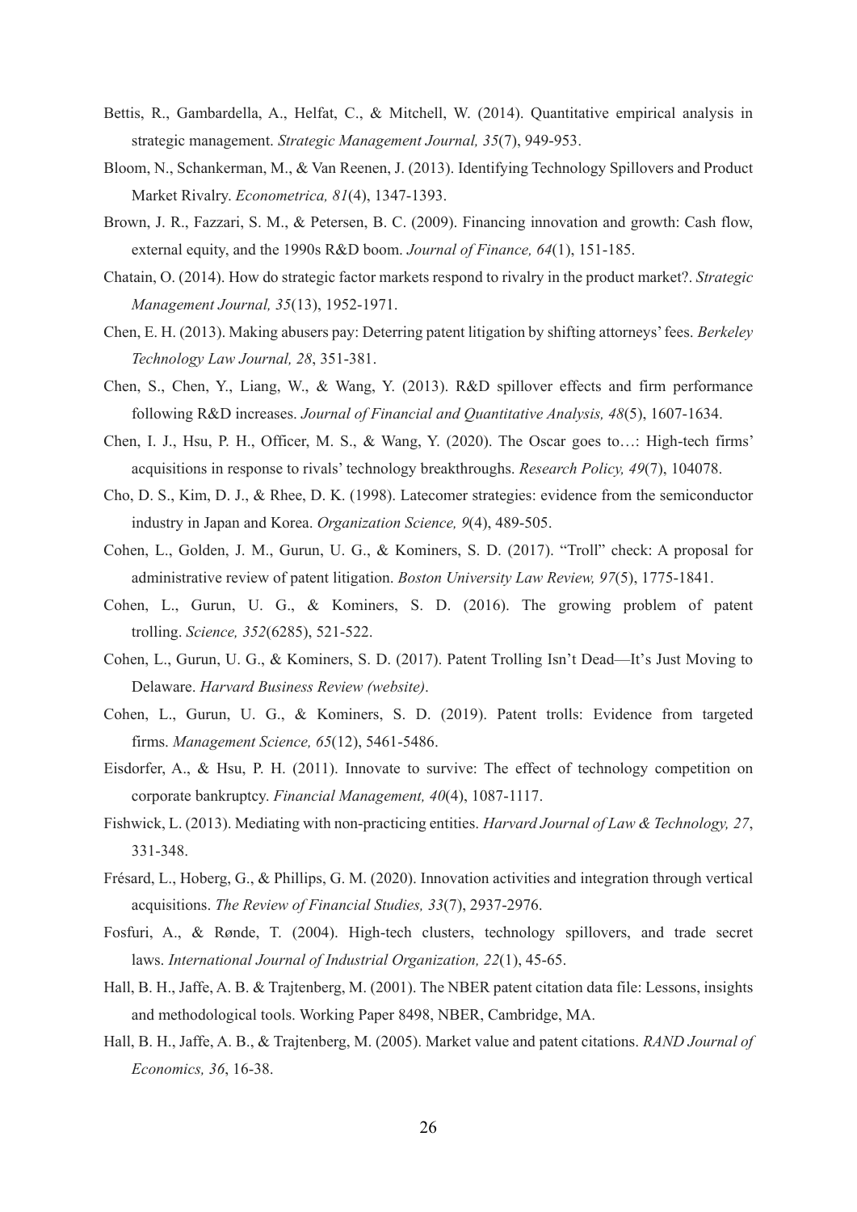Bettis, R., Gambardella, A., Helfat, C., & Mitchell, W. (2014). Quantitative empirical analysis in strategic management. *Strategic Management Journal, 35*(7), 949-953.

Bloom, N., Schankerman, M., & Van Reenen, J. (2013). Identifying Technology Spillovers and Product Market Rivalry. *Econometrica, 81*(4), 1347-1393.

Brown, J. R., Fazzari, S. M., & Petersen, B. C. (2009). Financing innovation and growth: Cash flow, external equity, and the 1990s R&D boom. *Journal of Finance, 64*(1), 151-185.

Chatain, O. (2014). How do strategic factor markets respond to rivalry in the product market?. *Strategic Management Journal, 35*(13), 1952-1971.

Chen, E. H. (2013). Making abusers pay: Deterring patent litigation by shifting attorneys' fees. *Berkeley Technology Law Journal, 28*, 351-381.

Chen, S., Chen, Y., Liang, W., & Wang, Y. (2013). R&D spillover effects and firm performance following R&D increases. *Journal of Financial and Quantitative Analysis, 48*(5), 1607-1634.

Chen, I. J., Hsu, P. H., Officer, M. S., & Wang, Y. (2020). The Oscar goes to…: High-tech firms' acquisitions in response to rivals' technology breakthroughs. *Research Policy, 49*(7), 104078.

Cho, D. S., Kim, D. J., & Rhee, D. K. (1998). Latecomer strategies: evidence from the semiconductor industry in Japan and Korea. *Organization Science, 9*(4), 489-505.

Cohen, L., Golden, J. M., Gurun, U. G., & Kominers, S. D. (2017). "Troll" check: A proposal for administrative review of patent litigation. *Boston University Law Review, 97*(5), 1775-1841.

Cohen, L., Gurun, U. G., & Kominers, S. D. (2016). The growing problem of patent trolling. *Science, 352*(6285), 521-522.

Cohen, L., Gurun, U. G., & Kominers, S. D. (2017). Patent Trolling Isn't Dead—It's Just Moving to Delaware. *Harvard Business Review (website)*.

Cohen, L., Gurun, U. G., & Kominers, S. D. (2019). Patent trolls: Evidence from targeted firms. *Management Science, 65*(12), 5461-5486.

Eisdorfer, A., & Hsu, P. H. (2011). Innovate to survive: The effect of technology competition on corporate bankruptcy. *Financial Management, 40*(4), 1087-1117.

Fishwick, L. (2013). Mediating with non-practicing entities. *Harvard Journal of Law & Technology, 27*, 331-348.

Frésard, L., Hoberg, G., & Phillips, G. M. (2020). Innovation activities and integration through vertical acquisitions. *The Review of Financial Studies, 33*(7), 2937-2976.

Fosfuri, A., & Rønde, T. (2004). High-tech clusters, technology spillovers, and trade secret laws. *International Journal of Industrial Organization, 22*(1), 45-65.

Hall, B. H., Jaffe, A. B. & Trajtenberg, M. (2001). The NBER patent citation data file: Lessons, insights and methodological tools. Working Paper 8498, NBER, Cambridge, MA.

Hall, B. H., Jaffe, A. B., & Trajtenberg, M. (2005). Market value and patent citations. *RAND Journal of Economics, 36*, 16-38.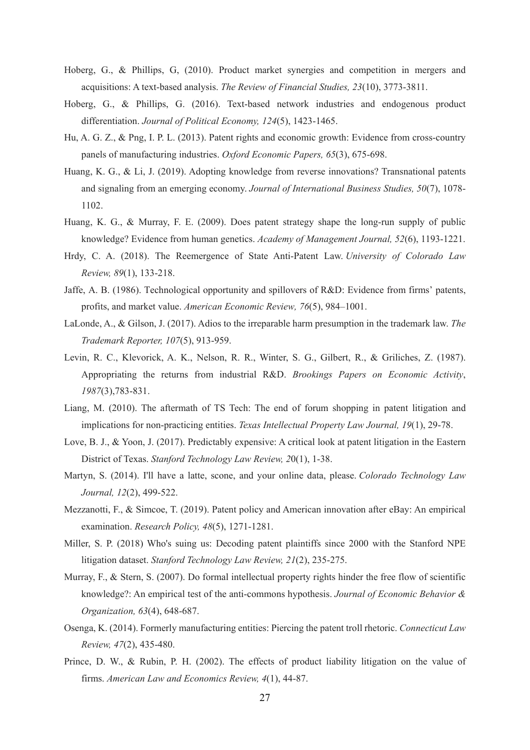Hoberg, G., & Phillips, G, (2010). Product market synergies and competition in mergers and acquisitions: A text-based analysis. *The Review of Financial Studies, 23*(10), 3773-3811.

Hoberg, G., & Phillips, G. (2016). Text-based network industries and endogenous product differentiation. *Journal of Political Economy, 124*(5), 1423-1465.

Hu, A. G. Z., & Png, I. P. L. (2013). Patent rights and economic growth: Evidence from cross-country panels of manufacturing industries. *Oxford Economic Papers, 65*(3), 675-698.

Huang, K. G., & Li, J. (2019). Adopting knowledge from reverse innovations? Transnational patents and signaling from an emerging economy. *Journal of International Business Studies, 50*(7), 1078-1102.

Huang, K. G., & Murray, F. E. (2009). Does patent strategy shape the long-run supply of public knowledge? Evidence from human genetics. *Academy of Management Journal, 52*(6), 1193-1221.

Hrdy, C. A. (2018). The Reemergence of State Anti-Patent Law. *University of Colorado Law Review, 89*(1), 133-218.

Jaffe, A. B. (1986). Technological opportunity and spillovers of R&D: Evidence from firms' patents, profits, and market value. *American Economic Review, 76*(5), 984–1001.

LaLonde, A., & Gilson, J. (2017). Adios to the irreparable harm presumption in the trademark law. *The Trademark Reporter, 107*(5), 913-959.

Levin, R. C., Klevorick, A. K., Nelson, R. R., Winter, S. G., Gilbert, R., & Griliches, Z. (1987). Appropriating the returns from industrial R&D. *Brookings Papers on Economic Activity*, *1987*(3),783-831.

Liang, M. (2010). The aftermath of TS Tech: The end of forum shopping in patent litigation and implications for non-practicing entities. *Texas Intellectual Property Law Journal, 19*(1), 29-78.

Love, B. J., & Yoon, J. (2017). Predictably expensive: A critical look at patent litigation in the Eastern District of Texas. *Stanford Technology Law Review, 2*0(1), 1-38.

Martyn, S. (2014). I'll have a latte, scone, and your online data, please. *Colorado Technology Law Journal, 12*(2), 499-522.

Mezzanotti, F., & Simcoe, T. (2019). Patent policy and American innovation after eBay: An empirical examination. *Research Policy, 48*(5), 1271-1281.

Miller, S. P. (2018) Who's suing us: Decoding patent plaintiffs since 2000 with the Stanford NPE litigation dataset. *Stanford Technology Law Review, 21*(2), 235-275.

Murray, F., & Stern, S. (2007). Do formal intellectual property rights hinder the free flow of scientific knowledge?: An empirical test of the anti-commons hypothesis. *Journal of Economic Behavior & Organization, 63*(4), 648-687.

Osenga, K. (2014). Formerly manufacturing entities: Piercing the patent troll rhetoric. *Connecticut Law Review, 47*(2), 435-480.

Prince, D. W., & Rubin, P. H. (2002). The effects of product liability litigation on the value of firms. *American Law and Economics Review, 4*(1), 44-87.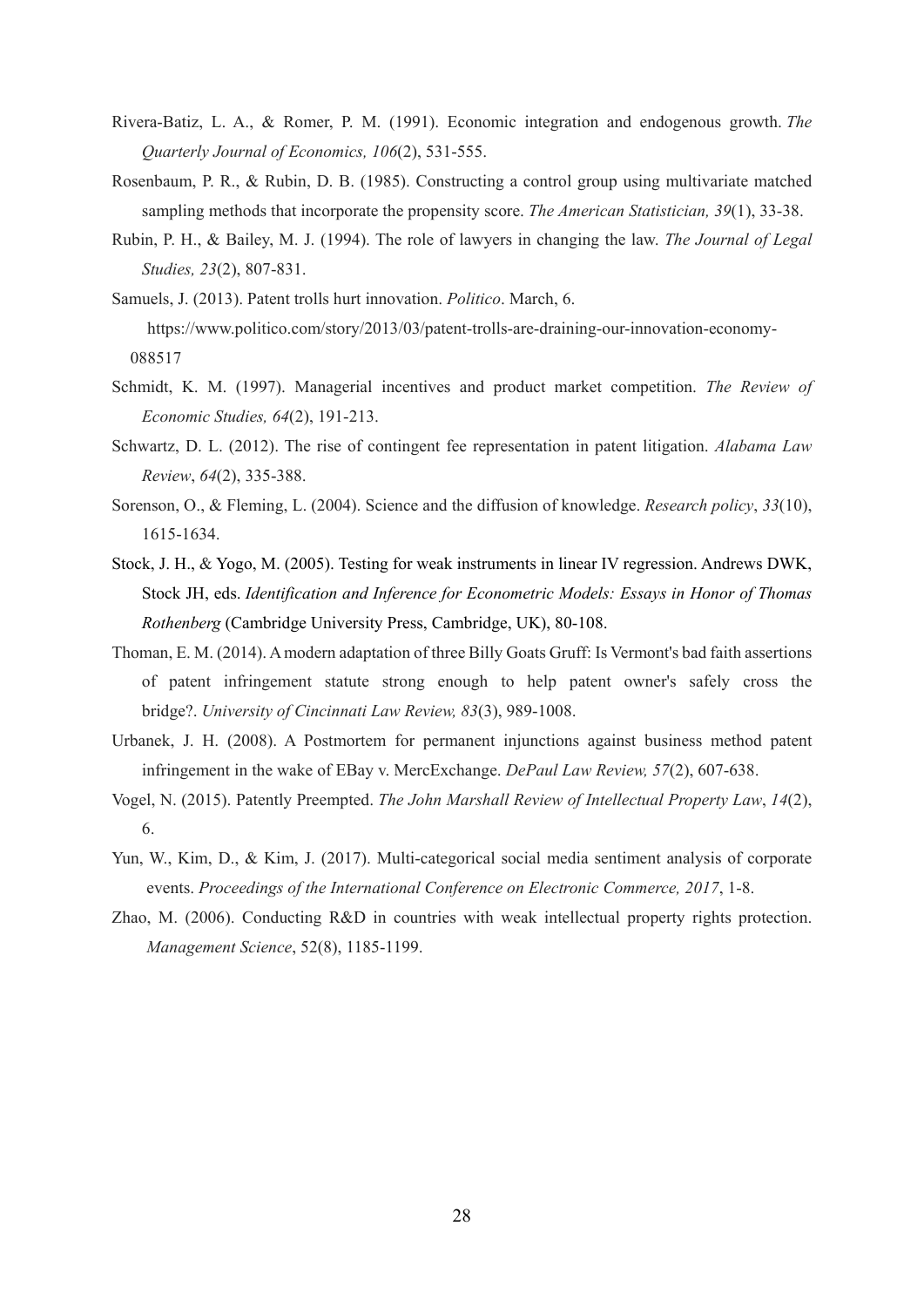Rivera-Batiz, L. A., & Romer, P. M. (1991). Economic integration and endogenous growth. *The Quarterly Journal of Economics, 106*(2), 531-555.

Rosenbaum, P. R., & Rubin, D. B. (1985). Constructing a control group using multivariate matched sampling methods that incorporate the propensity score. *The American Statistician, 39*(1), 33-38.

Rubin, P. H., & Bailey, M. J. (1994). The role of lawyers in changing the law. *The Journal of Legal Studies, 23*(2), 807-831.

Samuels, J. (2013). Patent trolls hurt innovation. *Politico*. March, 6. https://www.politico.com/story/2013/03/patent-trolls-are-draining-our-innovation-economy-088517

Schmidt, K. M. (1997). Managerial incentives and product market competition. *The Review of Economic Studies, 64*(2), 191-213.

Schwartz, D. L. (2012). The rise of contingent fee representation in patent litigation. *Alabama Law Review*, *64*(2), 335-388.

Sorenson, O., & Fleming, L. (2004). Science and the diffusion of knowledge. *Research policy*, *33*(10), 1615-1634.

Stock, J. H., & Yogo, M. (2005). Testing for weak instruments in linear IV regression. Andrews DWK, Stock JH, eds. *Identification and Inference for Econometric Models: Essays in Honor of Thomas Rothenberg* (Cambridge University Press, Cambridge, UK), 80-108.

Thoman, E. M. (2014). A modern adaptation of three Billy Goats Gruff: Is Vermont's bad faith assertions of patent infringement statute strong enough to help patent owner's safely cross the bridge?. *University of Cincinnati Law Review, 83*(3), 989-1008.

Urbanek, J. H. (2008). A Postmortem for permanent injunctions against business method patent infringement in the wake of EBay v. MercExchange. *DePaul Law Review, 57*(2), 607-638.

Vogel, N. (2015). Patently Preempted. *The John Marshall Review of Intellectual Property Law*, *14*(2), 6.

Yun, W., Kim, D., & Kim, J. (2017). Multi-categorical social media sentiment analysis of corporate events. *Proceedings of the International Conference on Electronic Commerce, 2017*, 1-8.

Zhao, M. (2006). Conducting R&D in countries with weak intellectual property rights protection. *Management Science*, 52(8), 1185-1199.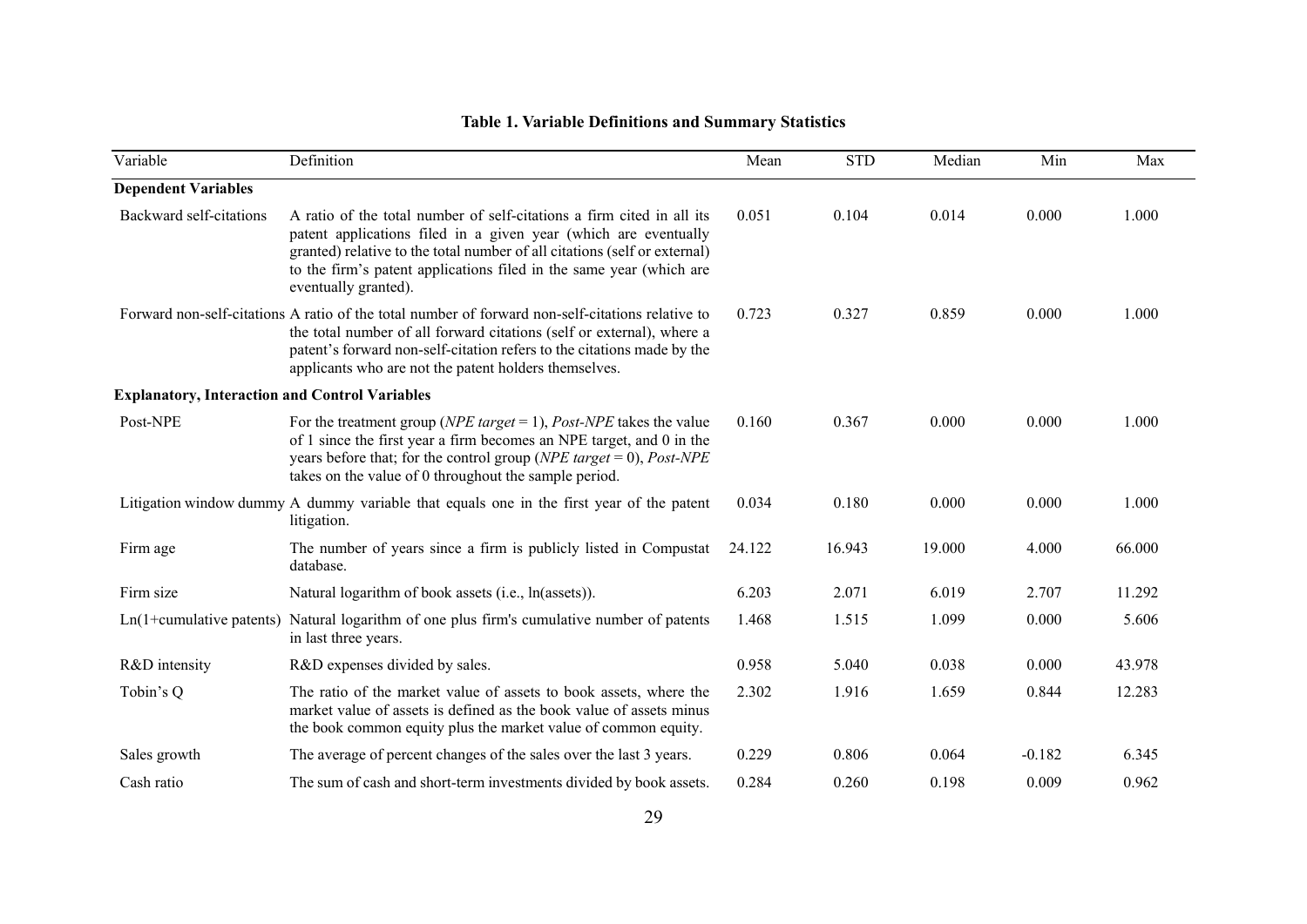**Table 1. Variable Definitions and Summary Statistics**

| Variable | Definition | Mean | STD | Median | Min | Max |
|---|---|---|---|---|---|---|
| **Dependent Variables** | | | | | | |
| Backward self-citations | A ratio of the total number of self-citations a firm cited in all its patent applications filed in a given year (which are eventually granted) relative to the total number of all citations (self or external) to the firm's patent applications filed in the same year (which are eventually granted). | 0.051 | 0.104 | 0.014 | 0.000 | 1.000 |
| Forward non-self-citations | A ratio of the total number of forward non-self-citations relative to the total number of all forward citations (self or external), where a patent's forward non-self-citation refers to the citations made by the applicants who are not the patent holders themselves. | 0.723 | 0.327 | 0.859 | 0.000 | 1.000 |
| **Explanatory, Interaction and Control Variables** | | | | | | |
| Post-NPE | For the treatment group (*NPE target* = 1), *Post-NPE* takes the value of 1 since the first year a firm becomes an NPE target, and 0 in the years before that; for the control group (*NPE target* = 0), *Post-NPE* takes on the value of 0 throughout the sample period. | 0.160 | 0.367 | 0.000 | 0.000 | 1.000 |
| Litigation window dummy | A dummy variable that equals one in the first year of the patent litigation. | 0.034 | 0.180 | 0.000 | 0.000 | 1.000 |
| Firm age | The number of years since a firm is publicly listed in Compustat database. | 24.122 | 16.943 | 19.000 | 4.000 | 66.000 |
| Firm size | Natural logarithm of book assets (i.e., ln(assets)). | 6.203 | 2.071 | 6.019 | 2.707 | 11.292 |
| Ln(1+cumulative patents) | Natural logarithm of one plus firm's cumulative number of patents in last three years. | 1.468 | 1.515 | 1.099 | 0.000 | 5.606 |
| R&D intensity | R&D expenses divided by sales. | 0.958 | 5.040 | 0.038 | 0.000 | 43.978 |
| Tobin's Q | The ratio of the market value of assets to book assets, where the market value of assets is defined as the book value of assets minus the book common equity plus the market value of common equity. | 2.302 | 1.916 | 1.659 | 0.844 | 12.283 |
| Sales growth | The average of percent changes of the sales over the last 3 years. | 0.229 | 0.806 | 0.064 | -0.182 | 6.345 |
| Cash ratio | The sum of cash and short-term investments divided by book assets. | 0.284 | 0.260 | 0.198 | 0.009 | 0.962 |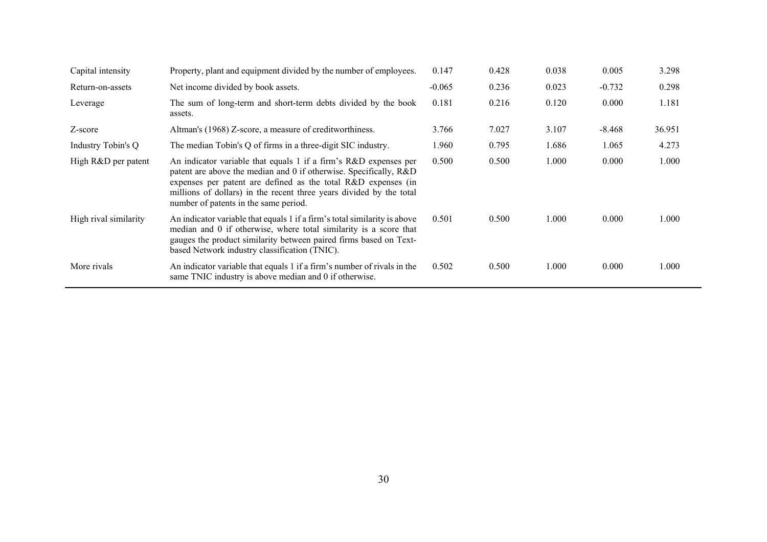| | | | | | | |
|---|---|---|---|---|---|---|
| Capital intensity | Property, plant and equipment divided by the number of employees. | 0.147 | 0.428 | 0.038 | 0.005 | 3.298 |
| Return-on-assets | Net income divided by book assets. | -0.065 | 0.236 | 0.023 | -0.732 | 0.298 |
| Leverage | The sum of long-term and short-term debts divided by the book assets. | 0.181 | 0.216 | 0.120 | 0.000 | 1.181 |
| Z-score | Altman's (1968) Z-score, a measure of creditworthiness. | 3.766 | 7.027 | 3.107 | -8.468 | 36.951 |
| Industry Tobin's Q | The median Tobin's Q of firms in a three-digit SIC industry. | 1.960 | 0.795 | 1.686 | 1.065 | 4.273 |
| High R&D per patent | An indicator variable that equals 1 if a firm's R&D expenses per patent are above the median and 0 if otherwise. Specifically, R&D expenses per patent are defined as the total R&D expenses (in millions of dollars) in the recent three years divided by the total number of patents in the same period. | 0.500 | 0.500 | 1.000 | 0.000 | 1.000 |
| High rival similarity | An indicator variable that equals 1 if a firm's total similarity is above median and 0 if otherwise, where total similarity is a score that gauges the product similarity between paired firms based on Text-based Network industry classification (TNIC). | 0.501 | 0.500 | 1.000 | 0.000 | 1.000 |
| More rivals | An indicator variable that equals 1 if a firm's number of rivals in the same TNIC industry is above median and 0 if otherwise. | 0.502 | 0.500 | 1.000 | 0.000 | 1.000 |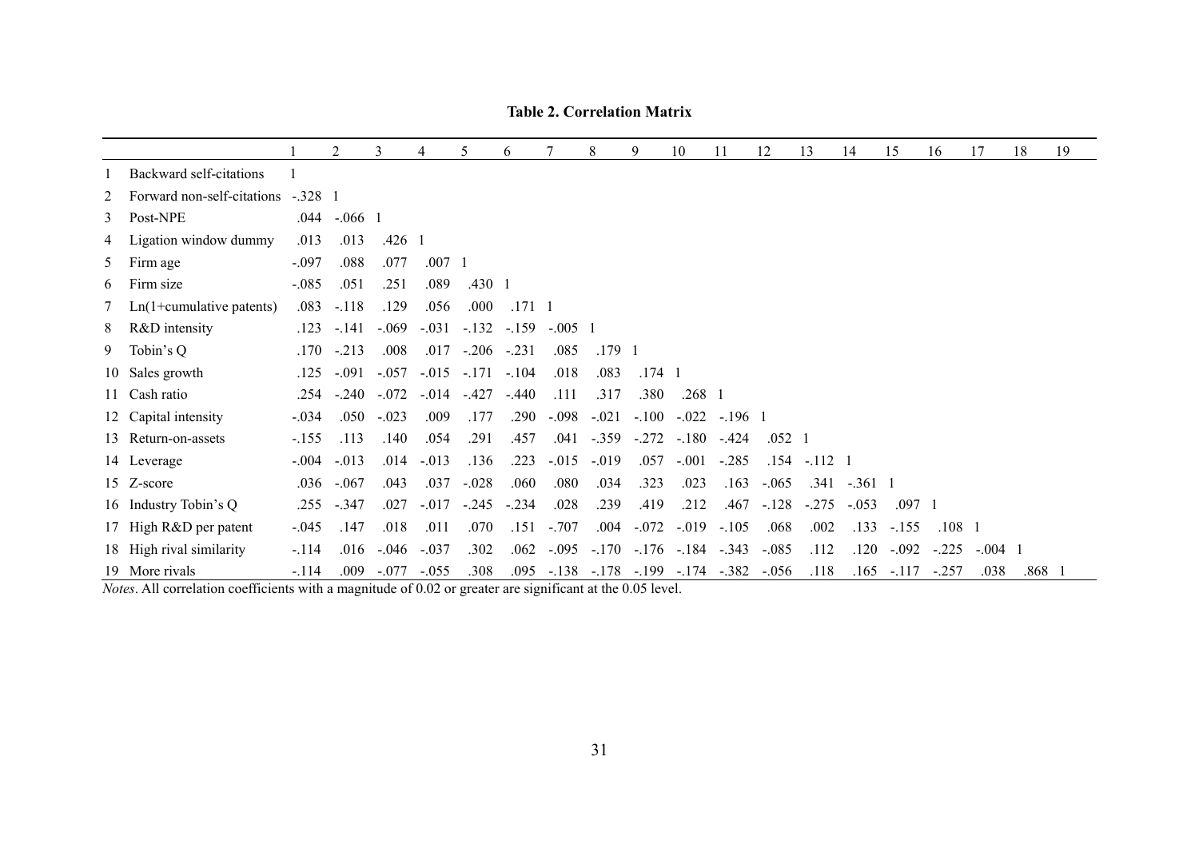**Table 2. Correlation Matrix**

| | | 1 | 2 | 3 | 4 | 5 | 6 | 7 | 8 | 9 | 10 | 11 | 12 | 13 | 14 | 15 | 16 | 17 | 18 | 19 |
|---|---|---|---|---|---|---|---|---|---|---|---|---|---|---|---|---|---|---|---|---|
| 1 | Backward self-citations | 1 | | | | | | | | | | | | | | | | | | |
| 2 | Forward non-self-citations | -.328 | 1 | | | | | | | | | | | | | | | | | |
| 3 | Post-NPE | .044 | -.066 | 1 | | | | | | | | | | | | | | | | |
| 4 | Ligation window dummy | .013 | .013 | .426 | 1 | | | | | | | | | | | | | | | |
| 5 | Firm age | -.097 | .088 | .077 | .007 | 1 | | | | | | | | | | | | | | |
| 6 | Firm size | -.085 | .051 | .251 | .089 | .430 | 1 | | | | | | | | | | | | | |
| 7 | Ln(1+cumulative patents) | .083 | -.118 | .129 | .056 | .000 | .171 | 1 | | | | | | | | | | | | |
| 8 | R&D intensity | .123 | -.141 | -.069 | -.031 | -.132 | -.159 | -.005 | 1 | | | | | | | | | | | |
| 9 | Tobin's Q | .170 | -.213 | .008 | .017 | -.206 | -.231 | .085 | .179 | 1 | | | | | | | | | | |
| 10 | Sales growth | .125 | -.091 | -.057 | -.015 | -.171 | -.104 | .018 | .083 | .174 | 1 | | | | | | | | | |
| 11 | Cash ratio | .254 | -.240 | -.072 | -.014 | -.427 | -.440 | .111 | .317 | .380 | .268 | 1 | | | | | | | | |
| 12 | Capital intensity | -.034 | .050 | -.023 | .009 | .177 | .290 | -.098 | -.021 | -.100 | -.022 | -.196 | 1 | | | | | | | |
| 13 | Return-on-assets | -.155 | .113 | .140 | .054 | .291 | .457 | .041 | -.359 | -.272 | -.180 | -.424 | .052 | 1 | | | | | | |
| 14 | Leverage | -.004 | -.013 | .014 | -.013 | .136 | .223 | -.015 | -.019 | .057 | -.001 | -.285 | .154 | -.112 | 1 | | | | | |
| 15 | Z-score | .036 | -.067 | .043 | .037 | -.028 | .060 | .080 | .034 | .323 | .023 | .163 | -.065 | .341 | -.361 | 1 | | | | |
| 16 | Industry Tobin's Q | .255 | -.347 | .027 | -.017 | -.245 | -.234 | .028 | .239 | .419 | .212 | .467 | -.128 | -.275 | -.053 | .097 | 1 | | | |
| 17 | High R&D per patent | -.045 | .147 | .018 | .011 | .070 | .151 | -.707 | .004 | -.072 | -.019 | -.105 | .068 | .002 | .133 | -.155 | .108 | 1 | | |
| 18 | High rival similarity | -.114 | .016 | -.046 | -.037 | .302 | .062 | -.095 | -.170 | -.176 | -.184 | -.343 | -.085 | .112 | .120 | -.092 | -.225 | -.004 | 1 | |
| 19 | More rivals | -.114 | .009 | -.077 | -.055 | .308 | .095 | -.138 | -.178 | -.199 | -.174 | -.382 | -.056 | .118 | .165 | -.117 | -.257 | .038 | .868 | 1 |

*Notes*. All correlation coefficients with a magnitude of 0.02 or greater are significant at the 0.05 level.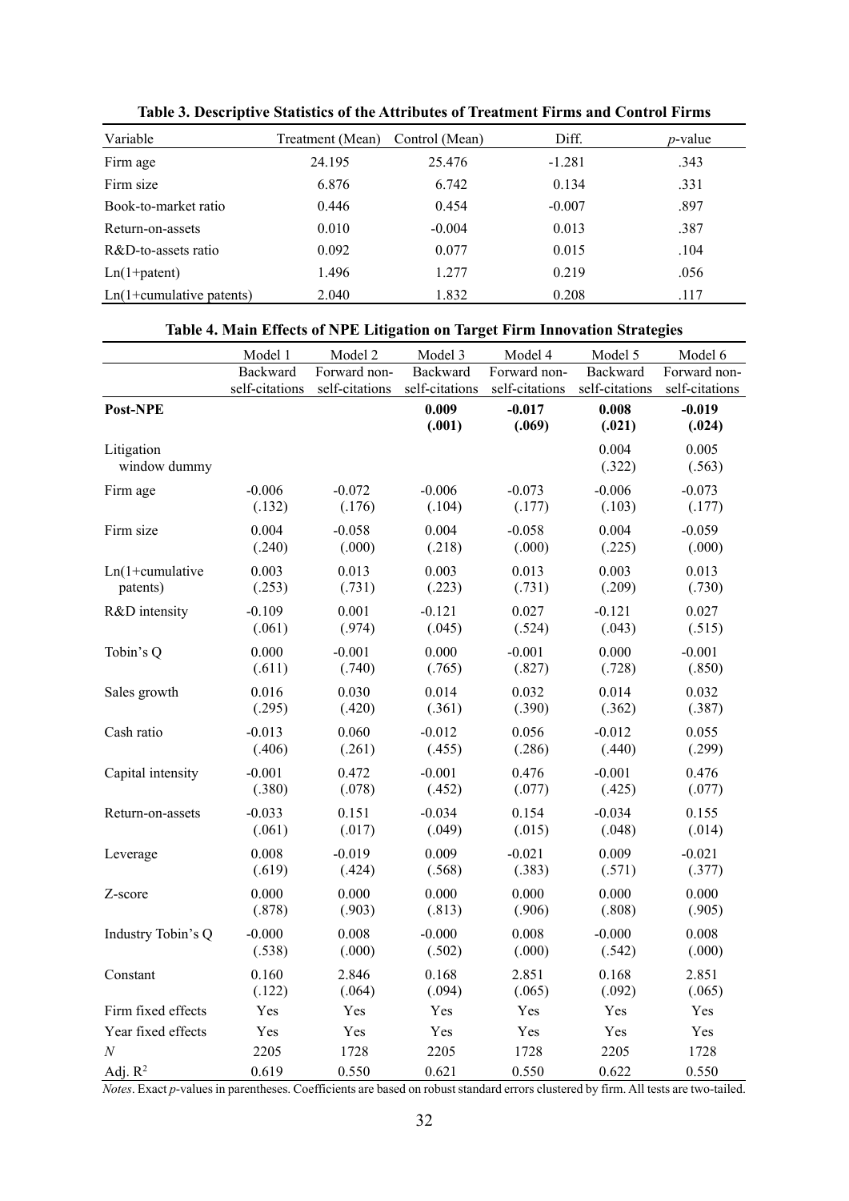**Table 3. Descriptive Statistics of the Attributes of Treatment Firms and Control Firms**

| Variable | Treatment (Mean) | Control (Mean) | Diff. | *p*-value |
|---|---|---|---|---|
| Firm age | 24.195 | 25.476 | -1.281 | .343 |
| Firm size | 6.876 | 6.742 | 0.134 | .331 |
| Book-to-market ratio | 0.446 | 0.454 | -0.007 | .897 |
| Return-on-assets | 0.010 | -0.004 | 0.013 | .387 |
| R&D-to-assets ratio | 0.092 | 0.077 | 0.015 | .104 |
| Ln(1+patent) | 1.496 | 1.277 | 0.219 | .056 |
| Ln(1+cumulative patents) | 2.040 | 1.832 | 0.208 | .117 |

**Table 4. Main Effects of NPE Litigation on Target Firm Innovation Strategies**

| | Model 1 | Model 2 | Model 3 | Model 4 | Model 5 | Model 6 |
|---|---|---|---|---|---|---|
| | Backward self-citations | Forward non-self-citations | Backward self-citations | Forward non-self-citations | Backward self-citations | Forward non-self-citations |
| **Post-NPE** | | | **0.009** | **-0.017** | **0.008** | **-0.019** |
| | | | **(.001)** | **(.069)** | **(.021)** | **(.024)** |
| Litigation window dummy | | | | | 0.004 | 0.005 |
| | | | | | (.322) | (.563) |
| Firm age | -0.006 | -0.072 | -0.006 | -0.073 | -0.006 | -0.073 |
| | (.132) | (.176) | (.104) | (.177) | (.103) | (.177) |
| Firm size | 0.004 | -0.058 | 0.004 | -0.058 | 0.004 | -0.059 |
| | (.240) | (.000) | (.218) | (.000) | (.225) | (.000) |
| Ln(1+cumulative patents) | 0.003 | 0.013 | 0.003 | 0.013 | 0.003 | 0.013 |
| | (.253) | (.731) | (.223) | (.731) | (.209) | (.730) |
| R&D intensity | -0.109 | 0.001 | -0.121 | 0.027 | -0.121 | 0.027 |
| | (.061) | (.974) | (.045) | (.524) | (.043) | (.515) |
| Tobin's Q | 0.000 | -0.001 | 0.000 | -0.001 | 0.000 | -0.001 |
| | (.611) | (.740) | (.765) | (.827) | (.728) | (.850) |
| Sales growth | 0.016 | 0.030 | 0.014 | 0.032 | 0.014 | 0.032 |
| | (.295) | (.420) | (.361) | (.390) | (.362) | (.387) |
| Cash ratio | -0.013 | 0.060 | -0.012 | 0.056 | -0.012 | 0.055 |
| | (.406) | (.261) | (.455) | (.286) | (.440) | (.299) |
| Capital intensity | -0.001 | 0.472 | -0.001 | 0.476 | -0.001 | 0.476 |
| | (.380) | (.078) | (.452) | (.077) | (.425) | (.077) |
| Return-on-assets | -0.033 | 0.151 | -0.034 | 0.154 | -0.034 | 0.155 |
| | (.061) | (.017) | (.049) | (.015) | (.048) | (.014) |
| Leverage | 0.008 | -0.019 | 0.009 | -0.021 | 0.009 | -0.021 |
| | (.619) | (.424) | (.568) | (.383) | (.571) | (.377) |
| Z-score | 0.000 | 0.000 | 0.000 | 0.000 | 0.000 | 0.000 |
| | (.878) | (.903) | (.813) | (.906) | (.808) | (.905) |
| Industry Tobin's Q | -0.000 | 0.008 | -0.000 | 0.008 | -0.000 | 0.008 |
| | (.538) | (.000) | (.502) | (.000) | (.542) | (.000) |
| Constant | 0.160 | 2.846 | 0.168 | 2.851 | 0.168 | 2.851 |
| | (.122) | (.064) | (.094) | (.065) | (.092) | (.065) |
| Firm fixed effects | Yes | Yes | Yes | Yes | Yes | Yes |
| Year fixed effects | Yes | Yes | Yes | Yes | Yes | Yes |
| *N* | 2205 | 1728 | 2205 | 1728 | 2205 | 1728 |
| Adj. $R^2$ | 0.619 | 0.550 | 0.621 | 0.550 | 0.622 | 0.550 |

*Notes*. Exact *p*-values in parentheses. Coefficients are based on robust standard errors clustered by firm. All tests are two-tailed.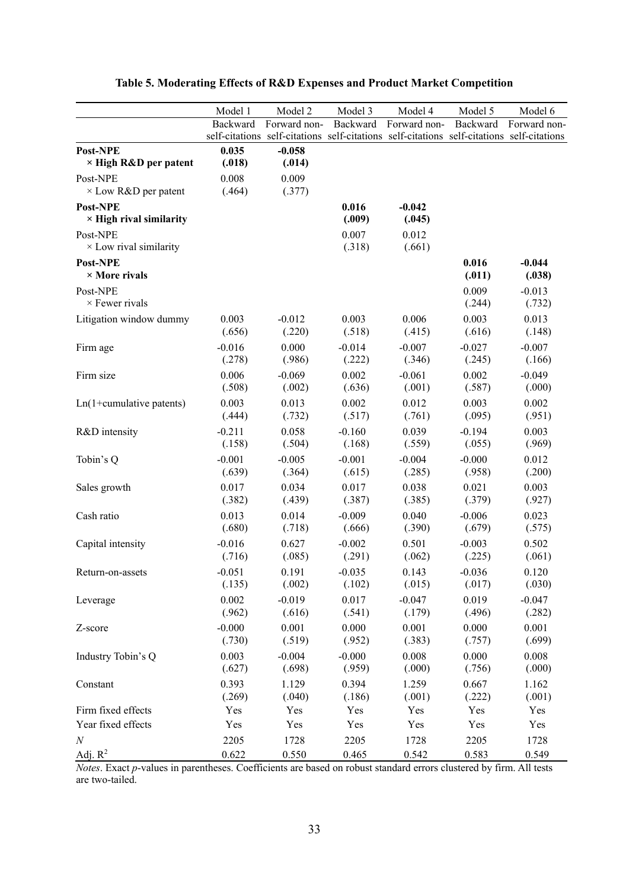**Table 5. Moderating Effects of R&D Expenses and Product Market Competition**

| | Model 1 | Model 2 | Model 3 | Model 4 | Model 5 | Model 6 |
|---|---|---|---|---|---|---|
| | Backward self-citations | Forward non-self-citations | Backward self-citations | Forward non-self-citations | Backward self-citations | Forward non-self-citations |
| **Post-NPE × High R&D per patent** | **0.035** | **-0.058** | | | | |
| | **(.018)** | **(.014)** | | | | |
| Post-NPE × Low R&D per patent | 0.008 | 0.009 | | | | |
| | (.464) | (.377) | | | | |
| **Post-NPE × High rival similarity** | | | **0.016** | **-0.042** | | |
| | | | **(.009)** | **(.045)** | | |
| Post-NPE × Low rival similarity | | | 0.007 | 0.012 | | |
| | | | (.318) | (.661) | | |
| **Post-NPE × More rivals** | | | | | **0.016** | **-0.044** |
| | | | | | **(.011)** | **(.038)** |
| Post-NPE × Fewer rivals | | | | | 0.009 | -0.013 |
| | | | | | (.244) | (.732) |
| Litigation window dummy | 0.003 | -0.012 | 0.003 | 0.006 | 0.003 | 0.013 |
| | (.656) | (.220) | (.518) | (.415) | (.616) | (.148) |
| Firm age | -0.016 | 0.000 | -0.014 | -0.007 | -0.027 | -0.007 |
| | (.278) | (.986) | (.222) | (.346) | (.245) | (.166) |
| Firm size | 0.006 | -0.069 | 0.002 | -0.061 | 0.002 | -0.049 |
| | (.508) | (.002) | (.636) | (.001) | (.587) | (.000) |
| Ln(1+cumulative patents) | 0.003 | 0.013 | 0.002 | 0.012 | 0.003 | 0.002 |
| | (.444) | (.732) | (.517) | (.761) | (.095) | (.951) |
| R&D intensity | -0.211 | 0.058 | -0.160 | 0.039 | -0.194 | 0.003 |
| | (.158) | (.504) | (.168) | (.559) | (.055) | (.969) |
| Tobin's Q | -0.001 | -0.005 | -0.001 | -0.004 | -0.000 | 0.012 |
| | (.639) | (.364) | (.615) | (.285) | (.958) | (.200) |
| Sales growth | 0.017 | 0.034 | 0.017 | 0.038 | 0.021 | 0.003 |
| | (.382) | (.439) | (.387) | (.385) | (.379) | (.927) |
| Cash ratio | 0.013 | 0.014 | -0.009 | 0.040 | -0.006 | 0.023 |
| | (.680) | (.718) | (.666) | (.390) | (.679) | (.575) |
| Capital intensity | -0.016 | 0.627 | -0.002 | 0.501 | -0.003 | 0.502 |
| | (.716) | (.085) | (.291) | (.062) | (.225) | (.061) |
| Return-on-assets | -0.051 | 0.191 | -0.035 | 0.143 | -0.036 | 0.120 |
| | (.135) | (.002) | (.102) | (.015) | (.017) | (.030) |
| Leverage | 0.002 | -0.019 | 0.017 | -0.047 | 0.019 | -0.047 |
| | (.962) | (.616) | (.541) | (.179) | (.496) | (.282) |
| Z-score | -0.000 | 0.001 | 0.000 | 0.001 | 0.000 | 0.001 |
| | (.730) | (.519) | (.952) | (.383) | (.757) | (.699) |
| Industry Tobin's Q | 0.003 | -0.004 | -0.000 | 0.008 | 0.000 | 0.008 |
| | (.627) | (.698) | (.959) | (.000) | (.756) | (.000) |
| Constant | 0.393 | 1.129 | 0.394 | 1.259 | 0.667 | 1.162 |
| | (.269) | (.040) | (.186) | (.001) | (.222) | (.001) |
| Firm fixed effects | Yes | Yes | Yes | Yes | Yes | Yes |
| Year fixed effects | Yes | Yes | Yes | Yes | Yes | Yes |
| $N$ | 2205 | 1728 | 2205 | 1728 | 2205 | 1728 |
| Adj. $R^2$ | 0.622 | 0.550 | 0.465 | 0.542 | 0.583 | 0.549 |

*Notes*. Exact *p*-values in parentheses. Coefficients are based on robust standard errors clustered by firm. All tests are two-tailed.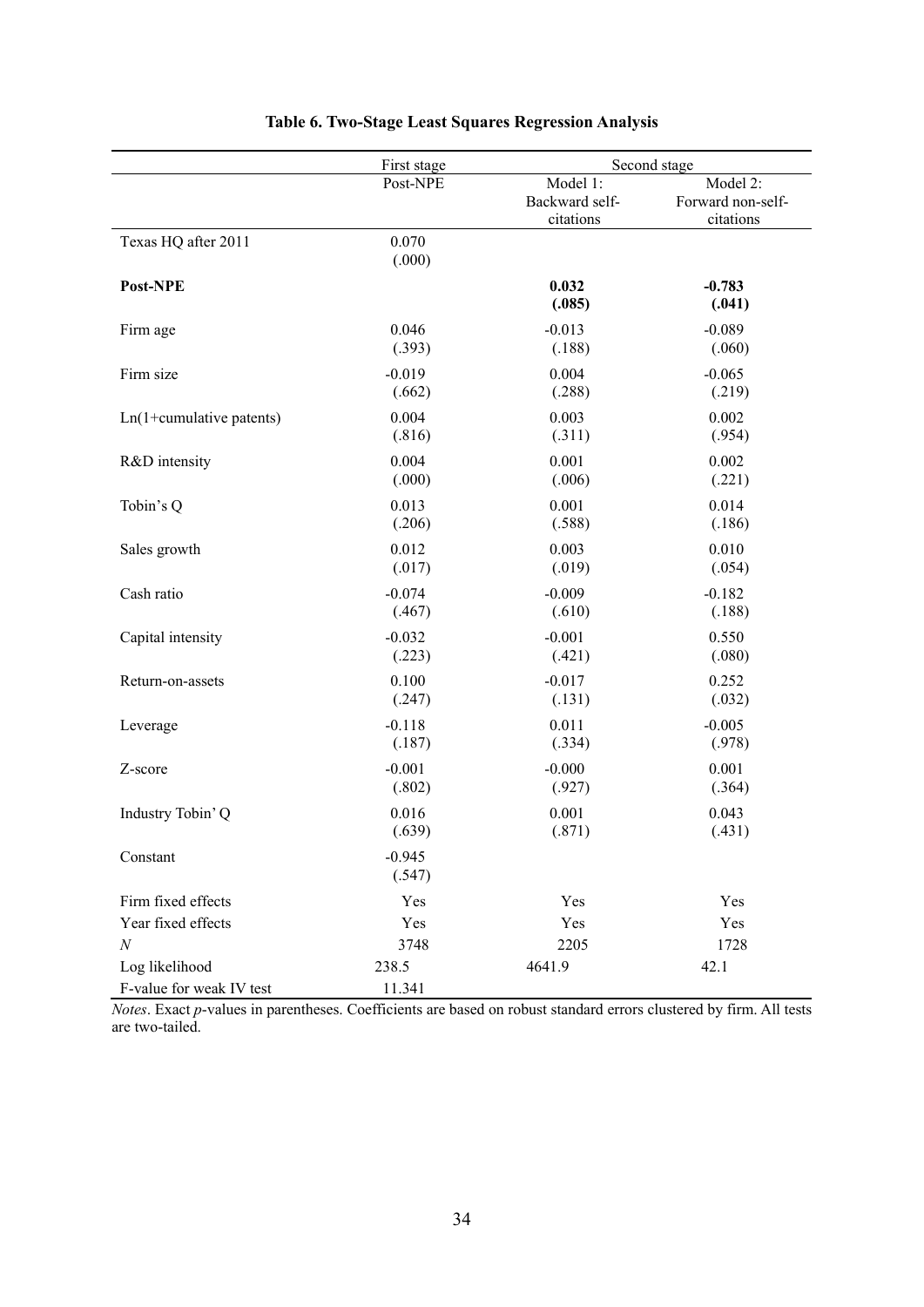**Table 6. Two-Stage Least Squares Regression Analysis**

| | First stage | Second stage | |
|---|---|---|---|
| | Post-NPE | Model 1: Backward self-citations | Model 2: Forward non-self-citations |
| Texas HQ after 2011 | 0.070<br>(.000) | | |
| **Post-NPE** | | **0.032**<br>**(.085)** | **-0.783**<br>**(.041)** |
| Firm age | 0.046<br>(.393) | -0.013<br>(.188) | -0.089<br>(.060) |
| Firm size | -0.019<br>(.662) | 0.004<br>(.288) | -0.065<br>(.219) |
| Ln(1+cumulative patents) | 0.004<br>(.816) | 0.003<br>(.311) | 0.002<br>(.954) |
| R&D intensity | 0.004<br>(.000) | 0.001<br>(.006) | 0.002<br>(.221) |
| Tobin's Q | 0.013<br>(.206) | 0.001<br>(.588) | 0.014<br>(.186) |
| Sales growth | 0.012<br>(.017) | 0.003<br>(.019) | 0.010<br>(.054) |
| Cash ratio | -0.074<br>(.467) | -0.009<br>(.610) | -0.182<br>(.188) |
| Capital intensity | -0.032<br>(.223) | -0.001<br>(.421) | 0.550<br>(.080) |
| Return-on-assets | 0.100<br>(.247) | -0.017<br>(.131) | 0.252<br>(.032) |
| Leverage | -0.118<br>(.187) | 0.011<br>(.334) | -0.005<br>(.978) |
| Z-score | -0.001<br>(.802) | -0.000<br>(.927) | 0.001<br>(.364) |
| Industry Tobin' Q | 0.016<br>(.639) | 0.001<br>(.871) | 0.043<br>(.431) |
| Constant | -0.945<br>(.547) | | |
| Firm fixed effects | Yes | Yes | Yes |
| Year fixed effects | Yes | Yes | Yes |
| *N* | 3748 | 2205 | 1728 |
| Log likelihood | 238.5 | 4641.9 | 42.1 |
| F-value for weak IV test | 11.341 | | |

*Notes*. Exact *p*-values in parentheses. Coefficients are based on robust standard errors clustered by firm. All tests are two-tailed.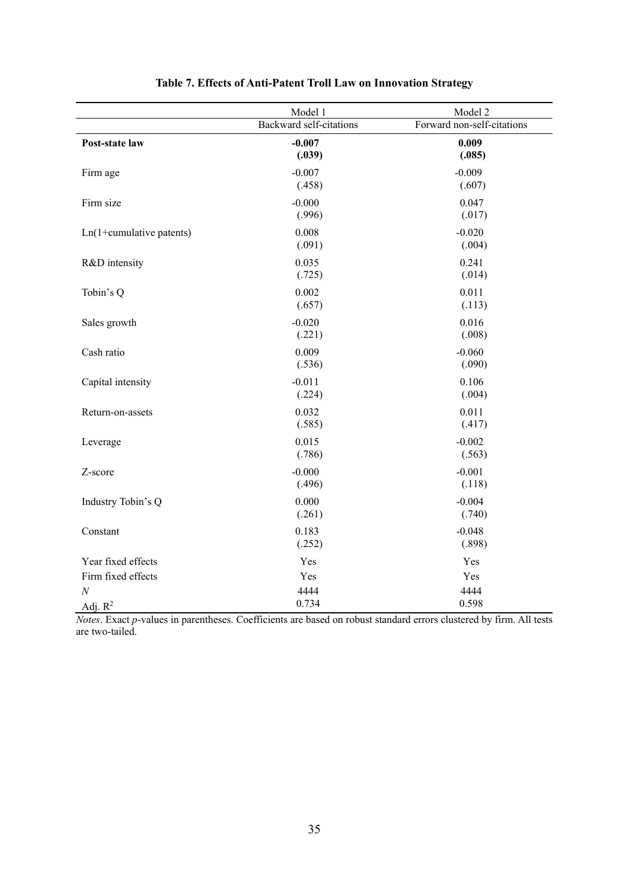**Table 7. Effects of Anti-Patent Troll Law on Innovation Strategy**

| | Model 1 | Model 2 |
|---|---|---|
| | Backward self-citations | Forward non-self-citations |
| **Post-state law** | **-0.007** | **0.009** |
| | **(.039)** | **(.085)** |
| Firm age | -0.007 | -0.009 |
| | (.458) | (.607) |
| Firm size | -0.000 | 0.047 |
| | (.996) | (.017) |
| Ln(1+cumulative patents) | 0.008 | -0.020 |
| | (.091) | (.004) |
| R&D intensity | 0.035 | 0.241 |
| | (.725) | (.014) |
| Tobin's Q | 0.002 | 0.011 |
| | (.657) | (.113) |
| Sales growth | -0.020 | 0.016 |
| | (.221) | (.008) |
| Cash ratio | 0.009 | -0.060 |
| | (.536) | (.090) |
| Capital intensity | -0.011 | 0.106 |
| | (.224) | (.004) |
| Return-on-assets | 0.032 | 0.011 |
| | (.585) | (.417) |
| Leverage | 0.015 | -0.002 |
| | (.786) | (.563) |
| Z-score | -0.000 | -0.001 |
| | (.496) | (.118) |
| Industry Tobin's Q | 0.000 | -0.004 |
| | (.261) | (.740) |
| Constant | 0.183 | -0.048 |
| | (.252) | (.898) |
| Year fixed effects | Yes | Yes |
| Firm fixed effects | Yes | Yes |
| *N* | 4444 | 4444 |
| Adj. $R^2$ | 0.734 | 0.598 |

*Notes*. Exact *p*-values in parentheses. Coefficients are based on robust standard errors clustered by firm. All tests are two-tailed.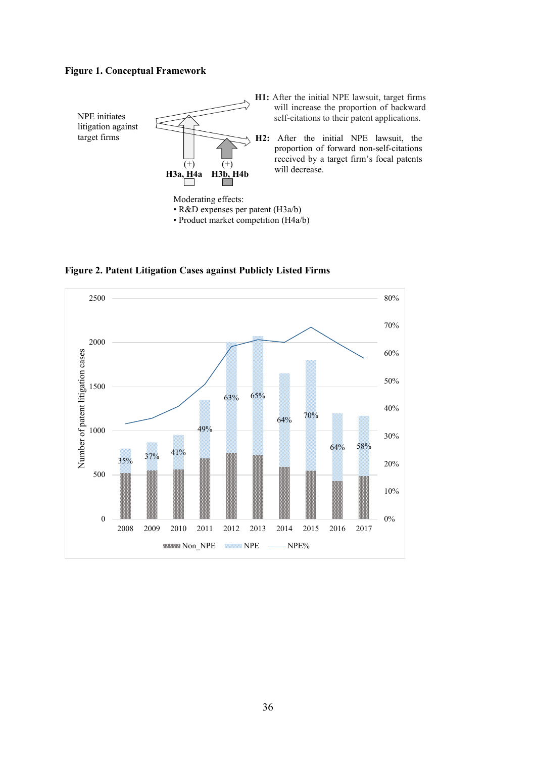**Figure 1. Conceptual Framework**

NPE initiates litigation against target firms

**H1:** After the initial NPE lawsuit, target firms will increase the proportion of backward self-citations to their patent applications.

**H2:** After the initial NPE lawsuit, the proportion of forward non-self-citations received by a target firm's focal patents will decrease.

(+) **H3a, H4a** (+) **H3b, H4b**

Moderating effects:

- R&D expenses per patent (H3a/b)
- Product market competition (H4a/b)

**Figure 2. Patent Litigation Cases against Publicly Listed Firms**

| Year | NPE% |
|---|---|
| 2008 | 35% |
| 2009 | 37% |
| 2010 | 41% |
| 2011 | 49% |
| 2012 | 63% |
| 2013 | 65% |
| 2014 | 64% |
| 2015 | 70% |
| 2016 | 64% |
| 2017 | 58% |

Number of patent litigation cases (Non_NPE, NPE, NPE%)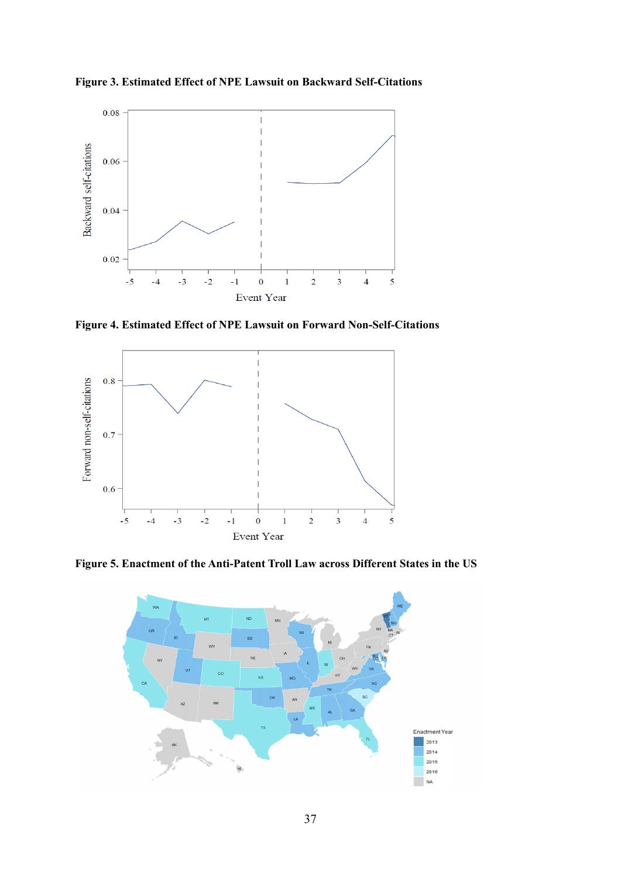**Figure 3. Estimated Effect of NPE Lawsuit on Backward Self-Citations**

**Figure 4. Estimated Effect of NPE Lawsuit on Forward Non-Self-Citations**

**Figure 5. Enactment of the Anti-Patent Troll Law across Different States in the US**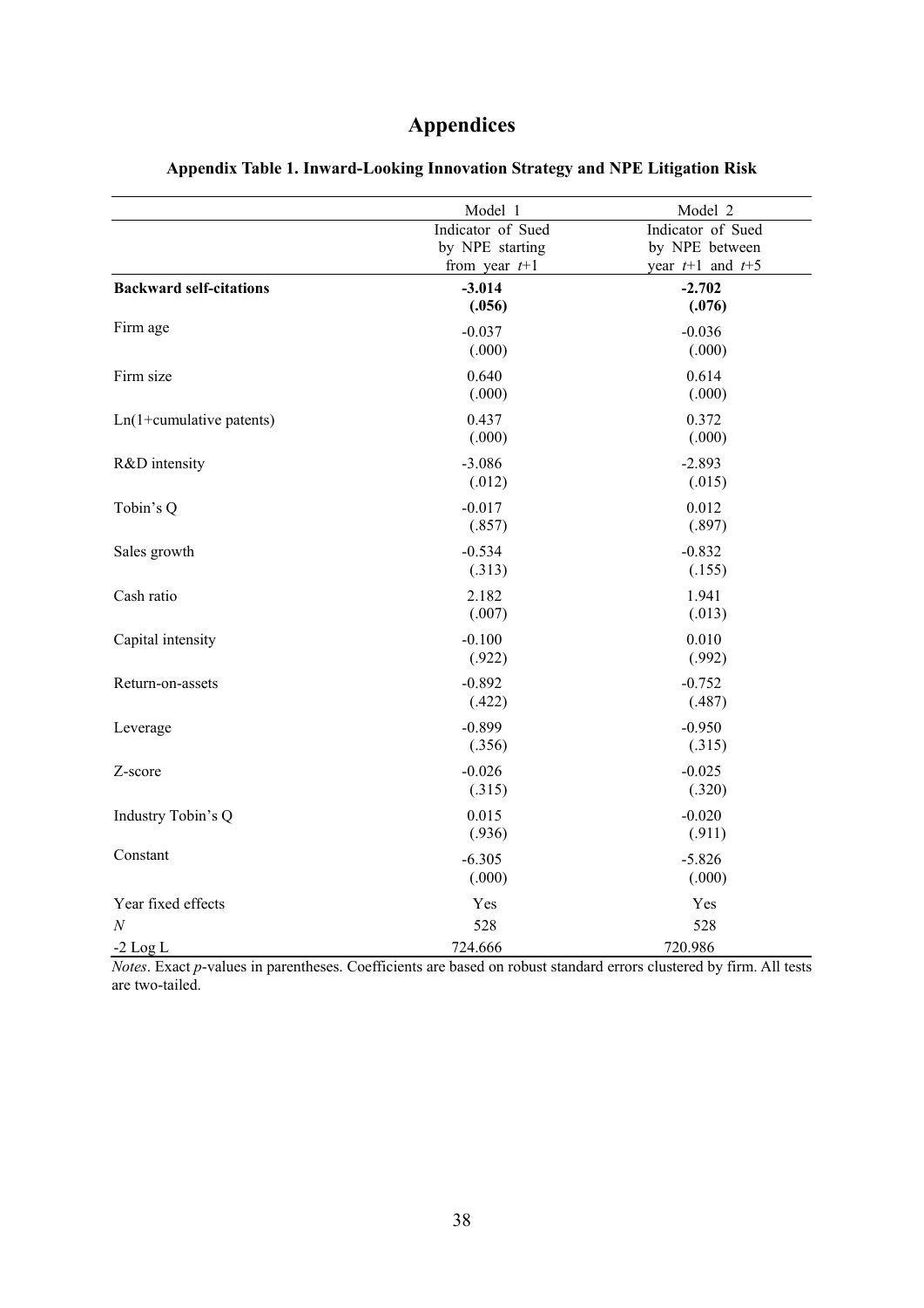# Appendices

### Appendix Table 1. Inward-Looking Innovation Strategy and NPE Litigation Risk

| | Model 1 | Model 2 |
|---|---|---|
| | Indicator of Sued by NPE starting from year $t$+1 | Indicator of Sued by NPE between year $t$+1 and $t$+5 |
| **Backward self-citations** | **-3.014** | **-2.702** |
| | **(.056)** | **(.076)** |
| Firm age | -0.037 | -0.036 |
| | (.000) | (.000) |
| Firm size | 0.640 | 0.614 |
| | (.000) | (.000) |
| Ln(1+cumulative patents) | 0.437 | 0.372 |
| | (.000) | (.000) |
| R&D intensity | -3.086 | -2.893 |
| | (.012) | (.015) |
| Tobin's Q | -0.017 | 0.012 |
| | (.857) | (.897) |
| Sales growth | -0.534 | -0.832 |
| | (.313) | (.155) |
| Cash ratio | 2.182 | 1.941 |
| | (.007) | (.013) |
| Capital intensity | -0.100 | 0.010 |
| | (.922) | (.992) |
| Return-on-assets | -0.892 | -0.752 |
| | (.422) | (.487) |
| Leverage | -0.899 | -0.950 |
| | (.356) | (.315) |
| Z-score | -0.026 | -0.025 |
| | (.315) | (.320) |
| Industry Tobin's Q | 0.015 | -0.020 |
| | (.936) | (.911) |
| Constant | -6.305 | -5.826 |
| | (.000) | (.000) |
| Year fixed effects | Yes | Yes |
| *N* | 528 | 528 |
| -2 Log L | 724.666 | 720.986 |

*Notes*. Exact *p*-values in parentheses. Coefficients are based on robust standard errors clustered by firm. All tests are two-tailed.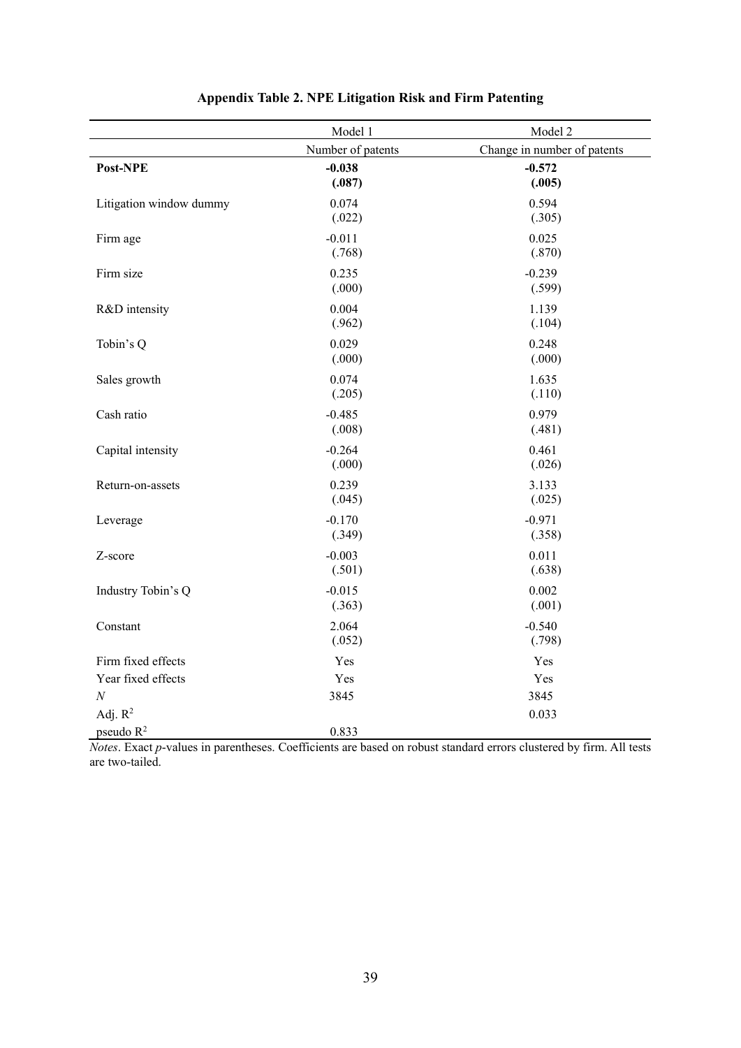**Appendix Table 2. NPE Litigation Risk and Firm Patenting**

| | Model 1 | Model 2 |
|---|---|---|
| | Number of patents | Change in number of patents |
| **Post-NPE** | **-0.038** | **-0.572** |
| | **(.087)** | **(.005)** |
| Litigation window dummy | 0.074 | 0.594 |
| | (.022) | (.305) |
| Firm age | -0.011 | 0.025 |
| | (.768) | (.870) |
| Firm size | 0.235 | -0.239 |
| | (.000) | (.599) |
| R&D intensity | 0.004 | 1.139 |
| | (.962) | (.104) |
| Tobin's Q | 0.029 | 0.248 |
| | (.000) | (.000) |
| Sales growth | 0.074 | 1.635 |
| | (.205) | (.110) |
| Cash ratio | -0.485 | 0.979 |
| | (.008) | (.481) |
| Capital intensity | -0.264 | 0.461 |
| | (.000) | (.026) |
| Return-on-assets | 0.239 | 3.133 |
| | (.045) | (.025) |
| Leverage | -0.170 | -0.971 |
| | (.349) | (.358) |
| Z-score | -0.003 | 0.011 |
| | (.501) | (.638) |
| Industry Tobin's Q | -0.015 | 0.002 |
| | (.363) | (.001) |
| Constant | 2.064 | -0.540 |
| | (.052) | (.798) |
| Firm fixed effects | Yes | Yes |
| Year fixed effects | Yes | Yes |
| $N$ | 3845 | 3845 |
| Adj. $R^2$ | | 0.033 |
| pseudo $R^2$ | 0.833 | |

*Notes*. Exact *p*-values in parentheses. Coefficients are based on robust standard errors clustered by firm. All tests are two-tailed.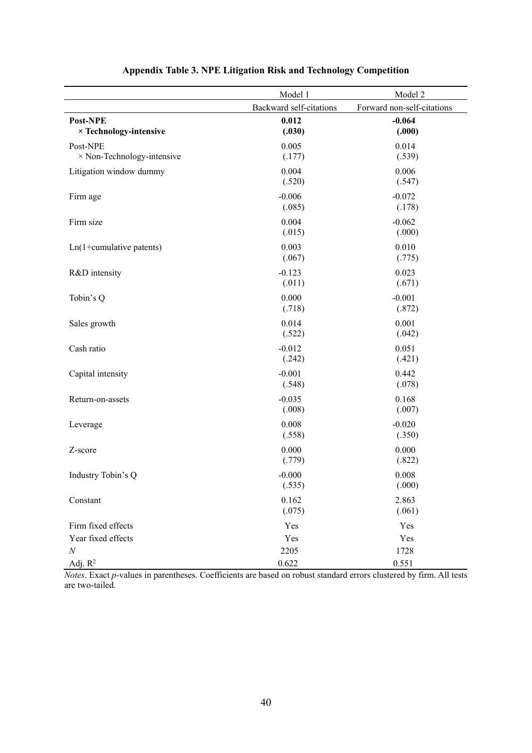**Appendix Table 3. NPE Litigation Risk and Technology Competition**

| | Model 1 | Model 2 |
|---|---|---|
| | Backward self-citations | Forward non-self-citations |
| **Post-NPE × Technology-intensive** | **0.012** | **-0.064** |
| | **(.030)** | **(.000)** |
| Post-NPE × Non-Technology-intensive | 0.005 | 0.014 |
| | (.177) | (.539) |
| Litigation window dummy | 0.004 | 0.006 |
| | (.520) | (.547) |
| Firm age | -0.006 | -0.072 |
| | (.085) | (.178) |
| Firm size | 0.004 | -0.062 |
| | (.015) | (.000) |
| Ln(1+cumulative patents) | 0.003 | 0.010 |
| | (.067) | (.775) |
| R&D intensity | -0.123 | 0.023 |
| | (.011) | (.671) |
| Tobin's Q | 0.000 | -0.001 |
| | (.718) | (.872) |
| Sales growth | 0.014 | 0.001 |
| | (.522) | (.042) |
| Cash ratio | -0.012 | 0.051 |
| | (.242) | (.421) |
| Capital intensity | -0.001 | 0.442 |
| | (.548) | (.078) |
| Return-on-assets | -0.035 | 0.168 |
| | (.008) | (.007) |
| Leverage | 0.008 | -0.020 |
| | (.558) | (.350) |
| Z-score | 0.000 | 0.000 |
| | (.779) | (.822) |
| Industry Tobin's Q | -0.000 | 0.008 |
| | (.535) | (.000) |
| Constant | 0.162 | 2.863 |
| | (.075) | (.061) |
| Firm fixed effects | Yes | Yes |
| Year fixed effects | Yes | Yes |
| $N$ | 2205 | 1728 |
| Adj. $R^2$ | 0.622 | 0.551 |

*Notes*. Exact *p*-values in parentheses. Coefficients are based on robust standard errors clustered by firm. All tests are two-tailed.